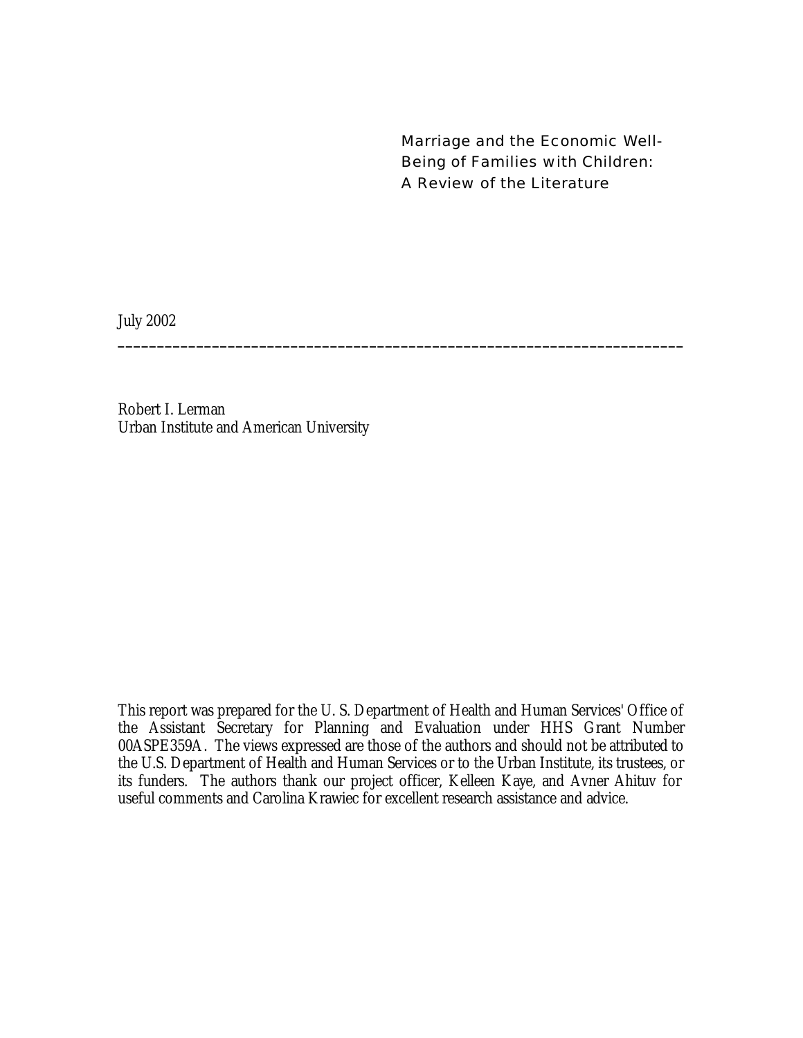# Marriage and the Economic Well-Being of Families with Children: A Review of the Literature

July 2002

---

Robert I. Lerman
Urban Institute and American University

This report was prepared for the U. S. Department of Health and Human Services' Office of the Assistant Secretary for Planning and Evaluation under HHS Grant Number 00ASPE359A. The views expressed are those of the authors and should not be attributed to the U.S. Department of Health and Human Services or to the Urban Institute, its trustees, or its funders. The authors thank our project officer, Kelleen Kaye, and Avner Ahituv for useful comments and Carolina Krawiec for excellent research assistance and advice.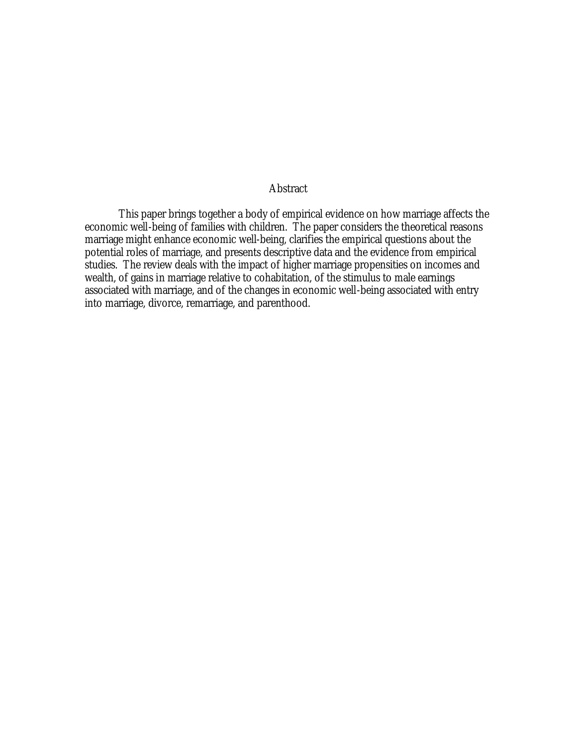## Abstract

This paper brings together a body of empirical evidence on how marriage affects the economic well-being of families with children. The paper considers the theoretical reasons marriage might enhance economic well-being, clarifies the empirical questions about the potential roles of marriage, and presents descriptive data and the evidence from empirical studies. The review deals with the impact of higher marriage propensities on incomes and wealth, of gains in marriage relative to cohabitation, of the stimulus to male earnings associated with marriage, and of the changes in economic well-being associated with entry into marriage, divorce, remarriage, and parenthood.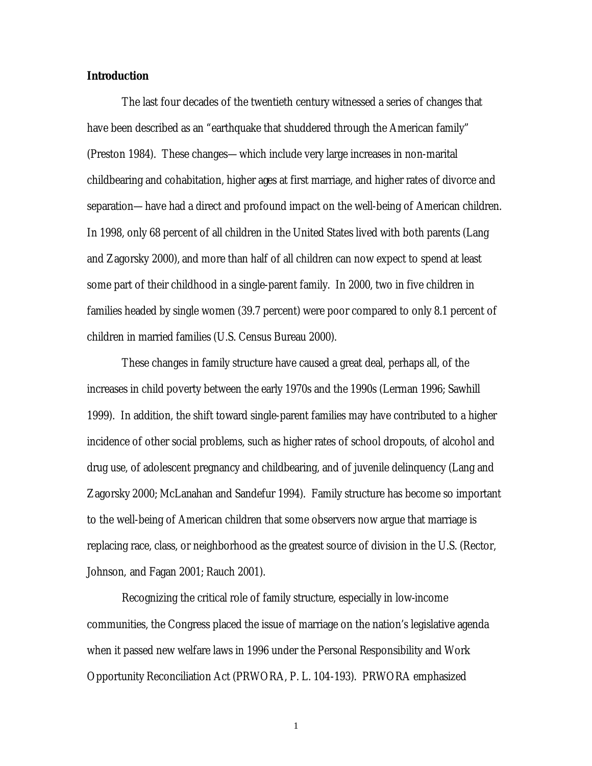## Introduction

The last four decades of the twentieth century witnessed a series of changes that have been described as an "earthquake that shuddered through the American family" (Preston 1984). These changes—which include very large increases in non-marital childbearing and cohabitation, higher ages at first marriage, and higher rates of divorce and separation—have had a direct and profound impact on the well-being of American children. In 1998, only 68 percent of all children in the United States lived with both parents (Lang and Zagorsky 2000), and more than half of all children can now expect to spend at least some part of their childhood in a single-parent family. In 2000, two in five children in families headed by single women (39.7 percent) were poor compared to only 8.1 percent of children in married families (U.S. Census Bureau 2000).

These changes in family structure have caused a great deal, perhaps all, of the increases in child poverty between the early 1970s and the 1990s (Lerman 1996; Sawhill 1999). In addition, the shift toward single-parent families may have contributed to a higher incidence of other social problems, such as higher rates of school dropouts, of alcohol and drug use, of adolescent pregnancy and childbearing, and of juvenile delinquency (Lang and Zagorsky 2000; McLanahan and Sandefur 1994). Family structure has become so important to the well-being of American children that some observers now argue that marriage is replacing race, class, or neighborhood as the greatest source of division in the U.S. (Rector, Johnson, and Fagan 2001; Rauch 2001).

Recognizing the critical role of family structure, especially in low-income communities, the Congress placed the issue of marriage on the nation's legislative agenda when it passed new welfare laws in 1996 under the Personal Responsibility and Work Opportunity Reconciliation Act (PRWORA, P. L. 104-193). PRWORA emphasized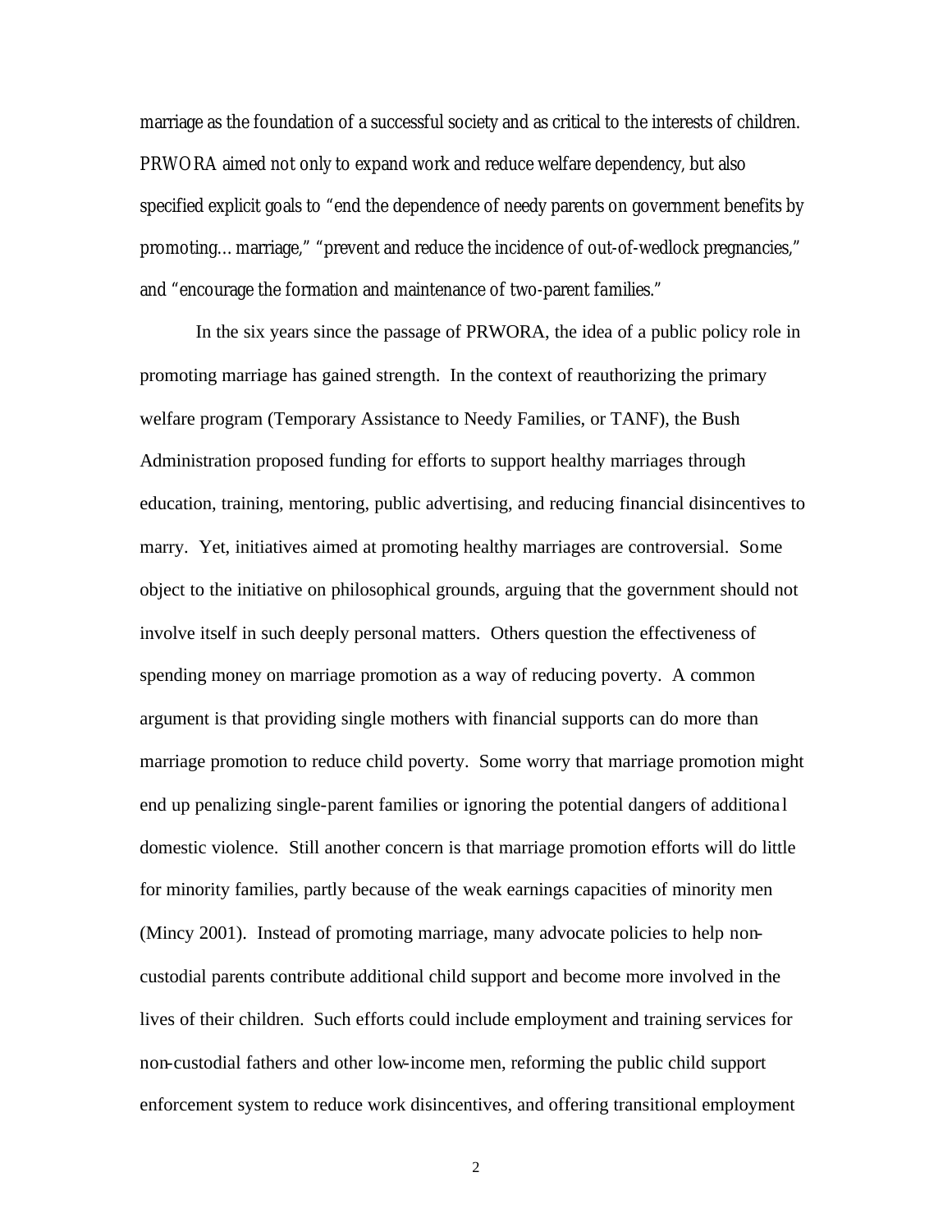marriage as the foundation of a successful society and as critical to the interests of children. PRWORA aimed not only to expand work and reduce welfare dependency, but also specified explicit goals to "end the dependence of needy parents on government benefits by promoting... marriage," "prevent and reduce the incidence of out-of-wedlock pregnancies," and "encourage the formation and maintenance of two-parent families."

In the six years since the passage of PRWORA, the idea of a public policy role in promoting marriage has gained strength. In the context of reauthorizing the primary welfare program (Temporary Assistance to Needy Families, or TANF), the Bush Administration proposed funding for efforts to support healthy marriages through education, training, mentoring, public advertising, and reducing financial disincentives to marry. Yet, initiatives aimed at promoting healthy marriages are controversial. Some object to the initiative on philosophical grounds, arguing that the government should not involve itself in such deeply personal matters. Others question the effectiveness of spending money on marriage promotion as a way of reducing poverty. A common argument is that providing single mothers with financial supports can do more than marriage promotion to reduce child poverty. Some worry that marriage promotion might end up penalizing single-parent families or ignoring the potential dangers of additional domestic violence. Still another concern is that marriage promotion efforts will do little for minority families, partly because of the weak earnings capacities of minority men (Mincy 2001). Instead of promoting marriage, many advocate policies to help non-custodial parents contribute additional child support and become more involved in the lives of their children. Such efforts could include employment and training services for non-custodial fathers and other low-income men, reforming the public child support enforcement system to reduce work disincentives, and offering transitional employment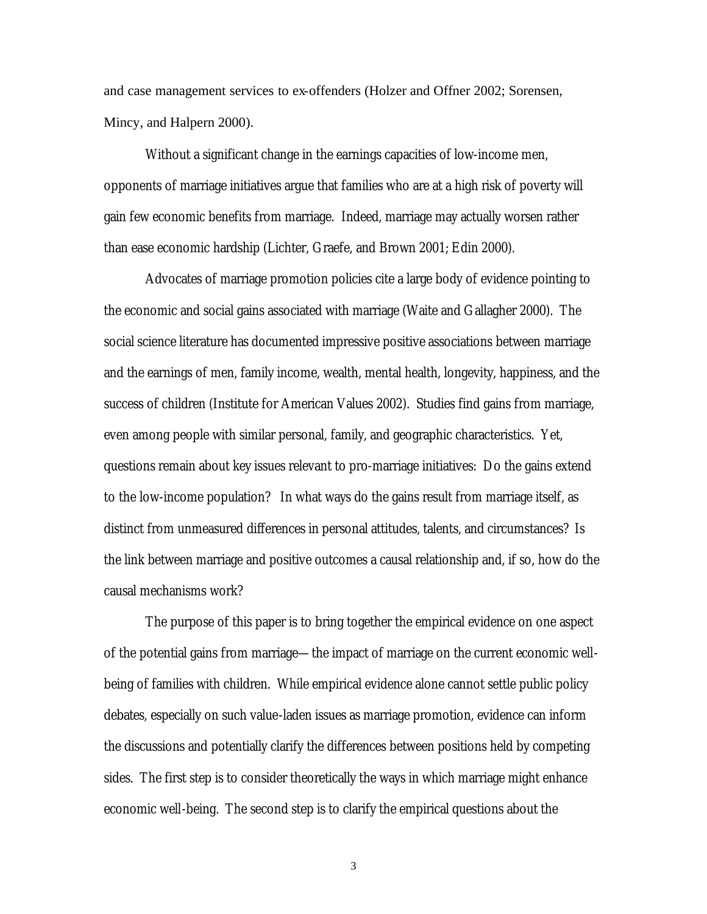and case management services to ex-offenders (Holzer and Offner 2002; Sorensen, Mincy, and Halpern 2000).

Without a significant change in the earnings capacities of low-income men, opponents of marriage initiatives argue that families who are at a high risk of poverty will gain few economic benefits from marriage. Indeed, marriage may actually worsen rather than ease economic hardship (Lichter, Graefe, and Brown 2001; Edin 2000).

Advocates of marriage promotion policies cite a large body of evidence pointing to the economic and social gains associated with marriage (Waite and Gallagher 2000). The social science literature has documented impressive positive associations between marriage and the earnings of men, family income, wealth, mental health, longevity, happiness, and the success of children (Institute for American Values 2002). Studies find gains from marriage, even among people with similar personal, family, and geographic characteristics. Yet, questions remain about key issues relevant to pro-marriage initiatives: Do the gains extend to the low-income population? In what ways do the gains result from marriage itself, as distinct from unmeasured differences in personal attitudes, talents, and circumstances? Is the link between marriage and positive outcomes a causal relationship and, if so, how do the causal mechanisms work?

The purpose of this paper is to bring together the empirical evidence on one aspect of the potential gains from marriage—the impact of marriage on the current economic well-being of families with children. While empirical evidence alone cannot settle public policy debates, especially on such value-laden issues as marriage promotion, evidence can inform the discussions and potentially clarify the differences between positions held by competing sides. The first step is to consider theoretically the ways in which marriage might enhance economic well-being. The second step is to clarify the empirical questions about the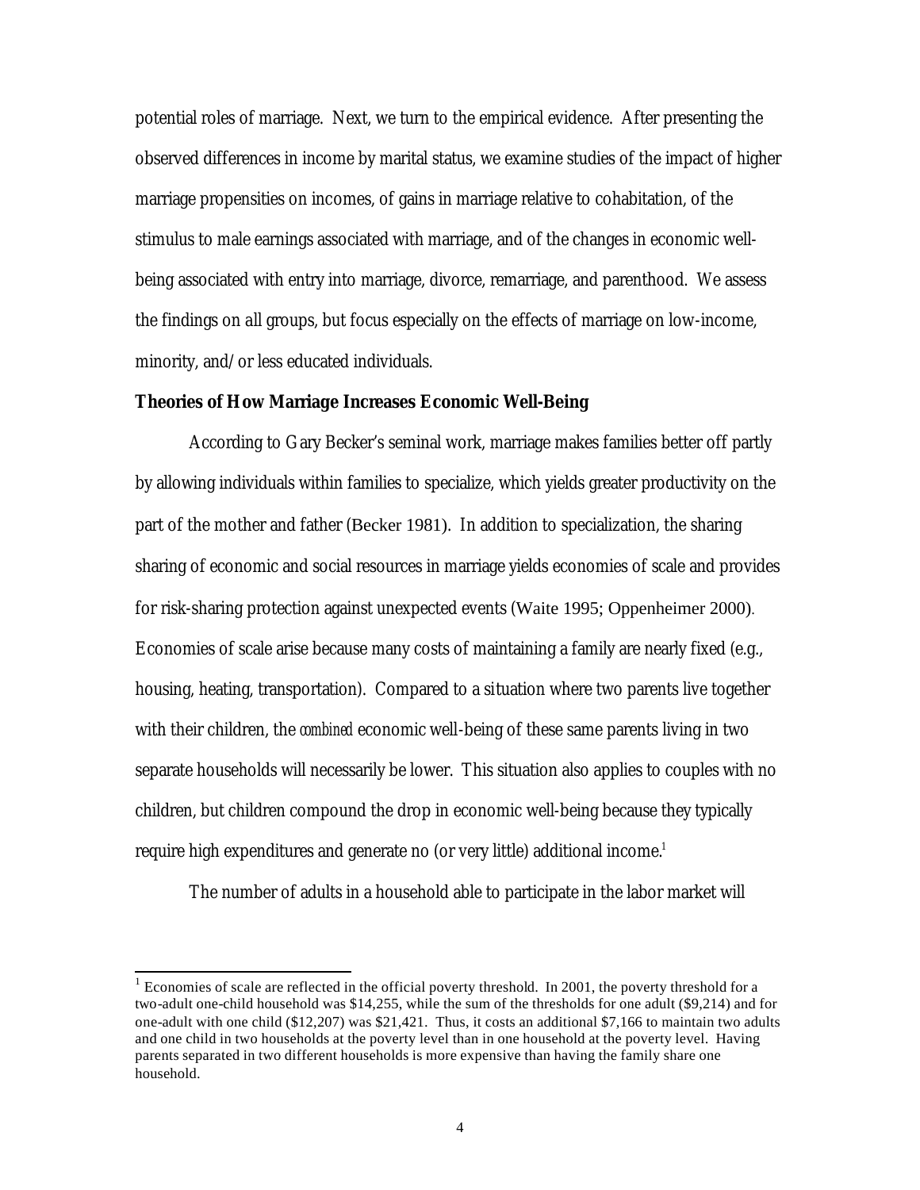potential roles of marriage. Next, we turn to the empirical evidence. After presenting the observed differences in income by marital status, we examine studies of the impact of higher marriage propensities on incomes, of gains in marriage relative to cohabitation, of the stimulus to male earnings associated with marriage, and of the changes in economic well-being associated with entry into marriage, divorce, remarriage, and parenthood. We assess the findings on all groups, but focus especially on the effects of marriage on low-income, minority, and/or less educated individuals.

**Theories of How Marriage Increases Economic Well-Being**

According to Gary Becker's seminal work, marriage makes families better off partly by allowing individuals within families to specialize, which yields greater productivity on the part of the mother and father (Becker 1981). In addition to specialization, the sharing sharing of economic and social resources in marriage yields economies of scale and provides for risk-sharing protection against unexpected events (Waite 1995; Oppenheimer 2000). Economies of scale arise because many costs of maintaining a family are nearly fixed (e.g., housing, heating, transportation). Compared to a situation where two parents live together with their children, the *combined* economic well-being of these same parents living in two separate households will necessarily be lower. This situation also applies to couples with no children, but children compound the drop in economic well-being because they typically require high expenditures and generate no (or very little) additional income.[1]

The number of adults in a household able to participate in the labor market will

[1] Economies of scale are reflected in the official poverty threshold. In 2001, the poverty threshold for a two-adult one-child household was $14,255, while the sum of the thresholds for one adult ($9,214) and for one-adult with one child ($12,207) was $21,421. Thus, it costs an additional $7,166 to maintain two adults and one child in two households at the poverty level than in one household at the poverty level. Having parents separated in two different households is more expensive than having the family share one household.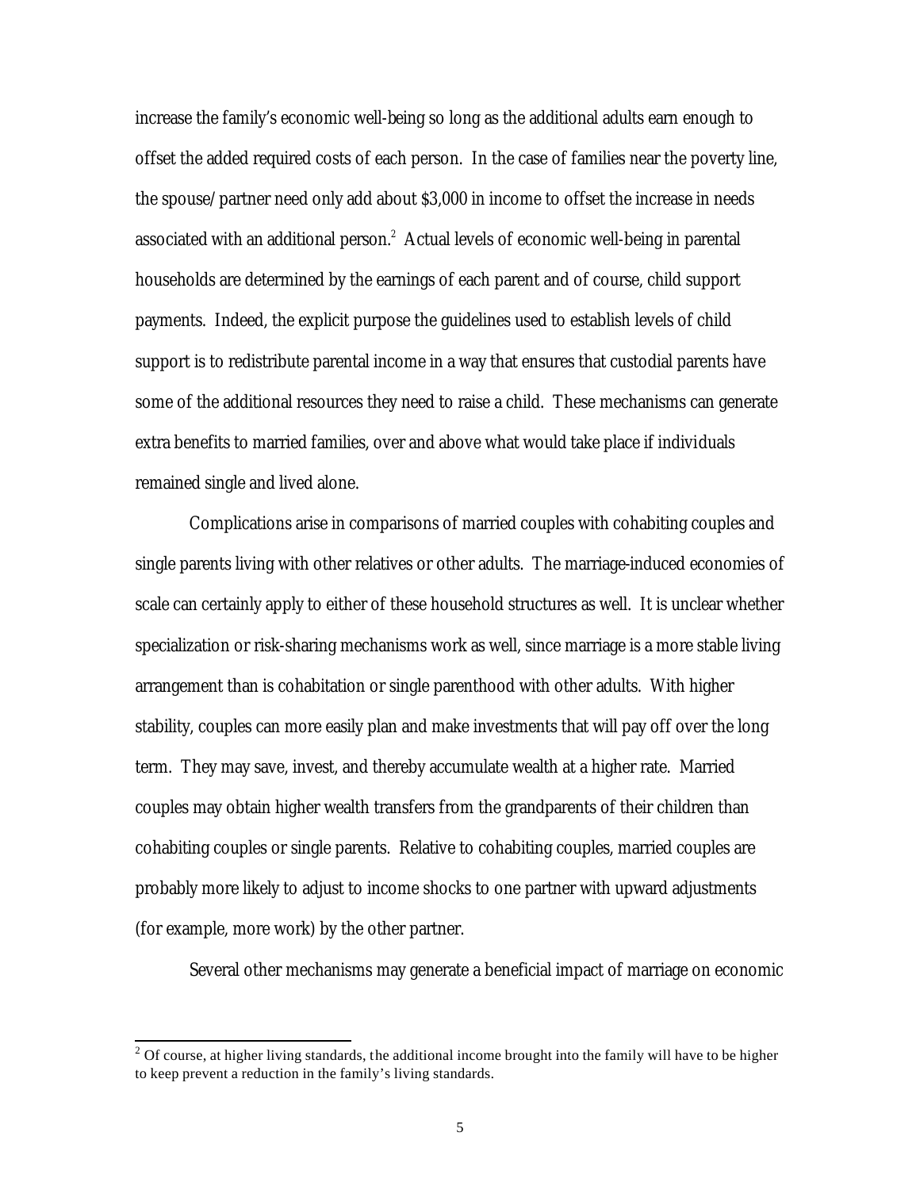increase the family's economic well-being so long as the additional adults earn enough to offset the added required costs of each person. In the case of families near the poverty line, the spouse/partner need only add about $3,000 in income to offset the increase in needs associated with an additional person.[2] Actual levels of economic well-being in parental households are determined by the earnings of each parent and of course, child support payments. Indeed, the explicit purpose the guidelines used to establish levels of child support is to redistribute parental income in a way that ensures that custodial parents have some of the additional resources they need to raise a child. These mechanisms can generate extra benefits to married families, over and above what would take place if individuals remained single and lived alone.

Complications arise in comparisons of married couples with cohabiting couples and single parents living with other relatives or other adults. The marriage-induced economies of scale can certainly apply to either of these household structures as well. It is unclear whether specialization or risk-sharing mechanisms work as well, since marriage is a more stable living arrangement than is cohabitation or single parenthood with other adults. With higher stability, couples can more easily plan and make investments that will pay off over the long term. They may save, invest, and thereby accumulate wealth at a higher rate. Married couples may obtain higher wealth transfers from the grandparents of their children than cohabiting couples or single parents. Relative to cohabiting couples, married couples are probably more likely to adjust to income shocks to one partner with upward adjustments (for example, more work) by the other partner.

Several other mechanisms may generate a beneficial impact of marriage on economic

---

[2] Of course, at higher living standards, the additional income brought into the family will have to be higher to keep prevent a reduction in the family's living standards.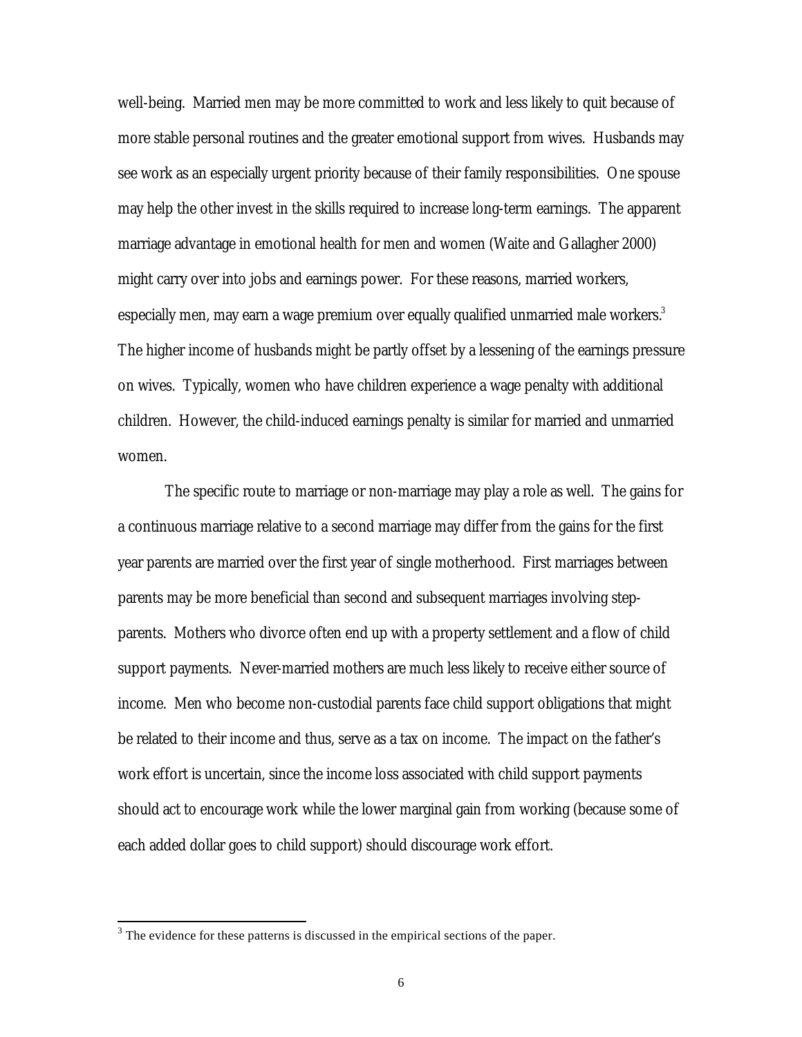well-being. Married men may be more committed to work and less likely to quit because of more stable personal routines and the greater emotional support from wives. Husbands may see work as an especially urgent priority because of their family responsibilities. One spouse may help the other invest in the skills required to increase long-term earnings. The apparent marriage advantage in emotional health for men and women (Waite and Gallagher 2000) might carry over into jobs and earnings power. For these reasons, married workers, especially men, may earn a wage premium over equally qualified unmarried male workers.[3] The higher income of husbands might be partly offset by a lessening of the earnings pressure on wives. Typically, women who have children experience a wage penalty with additional children. However, the child-induced earnings penalty is similar for married and unmarried women.

The specific route to marriage or non-marriage may play a role as well. The gains for a continuous marriage relative to a second marriage may differ from the gains for the first year parents are married over the first year of single motherhood. First marriages between parents may be more beneficial than second and subsequent marriages involving step-parents. Mothers who divorce often end up with a property settlement and a flow of child support payments. Never-married mothers are much less likely to receive either source of income. Men who become non-custodial parents face child support obligations that might be related to their income and thus, serve as a tax on income. The impact on the father's work effort is uncertain, since the income loss associated with child support payments should act to encourage work while the lower marginal gain from working (because some of each added dollar goes to child support) should discourage work effort.

[3] The evidence for these patterns is discussed in the empirical sections of the paper.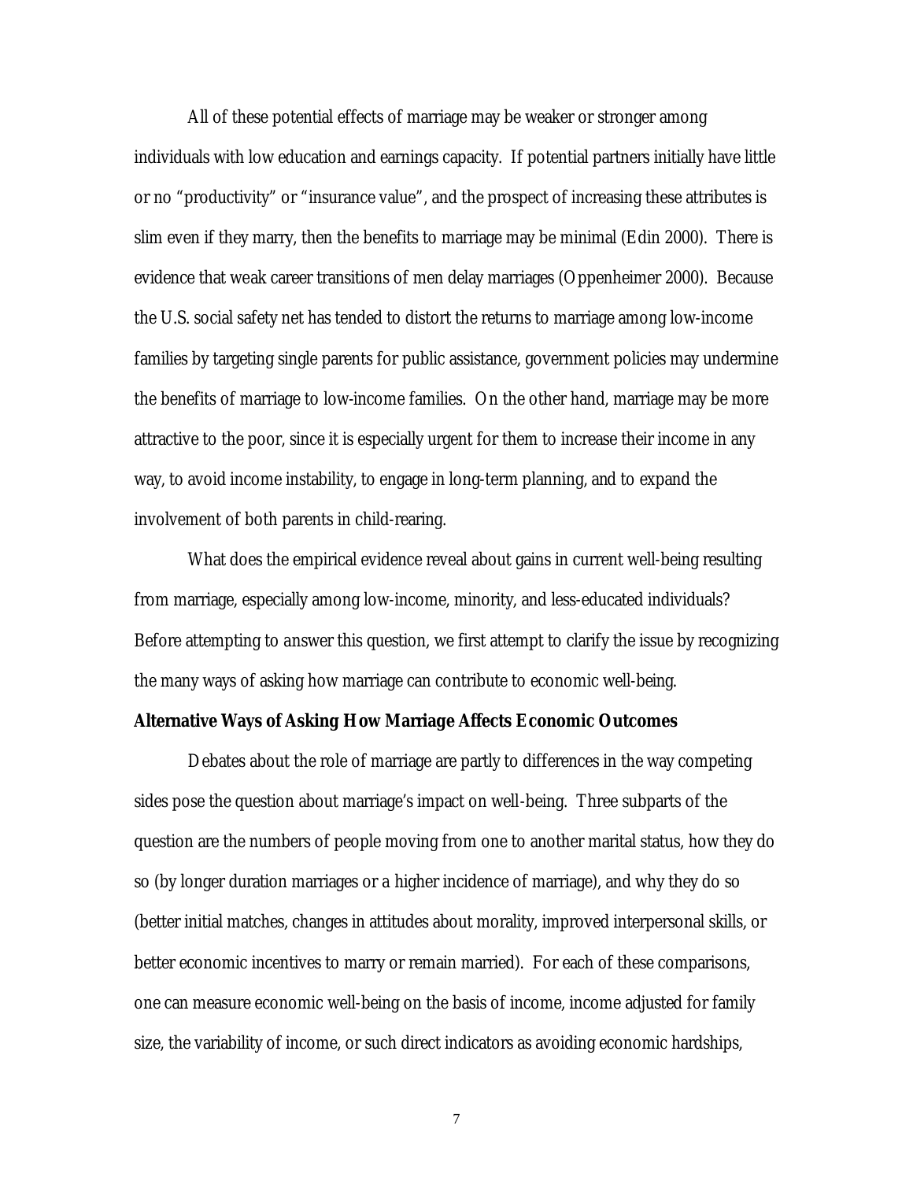All of these potential effects of marriage may be weaker or stronger among individuals with low education and earnings capacity. If potential partners initially have little or no "productivity" or "insurance value", and the prospect of increasing these attributes is slim even if they marry, then the benefits to marriage may be minimal (Edin 2000). There is evidence that weak career transitions of men delay marriages (Oppenheimer 2000). Because the U.S. social safety net has tended to distort the returns to marriage among low-income families by targeting single parents for public assistance, government policies may undermine the benefits of marriage to low-income families. On the other hand, marriage may be more attractive to the poor, since it is especially urgent for them to increase their income in any way, to avoid income instability, to engage in long-term planning, and to expand the involvement of both parents in child-rearing.

What does the empirical evidence reveal about gains in current well-being resulting from marriage, especially among low-income, minority, and less-educated individuals? Before attempting to answer this question, we first attempt to clarify the issue by recognizing the many ways of asking how marriage can contribute to economic well-being.

**Alternative Ways of Asking How Marriage Affects Economic Outcomes**

Debates about the role of marriage are partly to differences in the way competing sides pose the question about marriage's impact on well-being. Three subparts of the question are the numbers of people moving from one to another marital status, how they do so (by longer duration marriages or a higher incidence of marriage), and why they do so (better initial matches, changes in attitudes about morality, improved interpersonal skills, or better economic incentives to marry or remain married). For each of these comparisons, one can measure economic well-being on the basis of income, income adjusted for family size, the variability of income, or such direct indicators as avoiding economic hardships,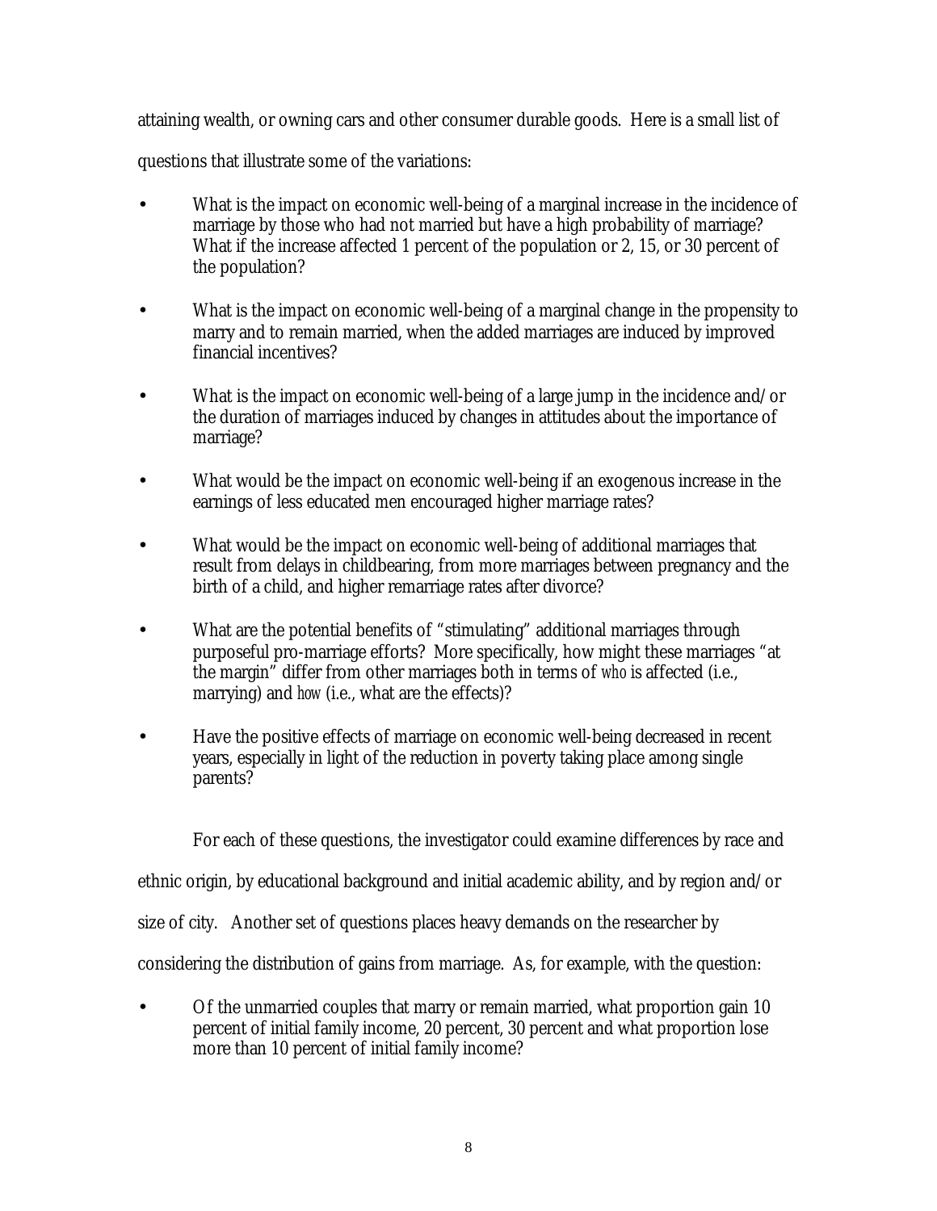attaining wealth, or owning cars and other consumer durable goods. Here is a small list of questions that illustrate some of the variations:

- What is the impact on economic well-being of a marginal increase in the incidence of marriage by those who had not married but have a high probability of marriage? What if the increase affected 1 percent of the population or 2, 15, or 30 percent of the population?
- What is the impact on economic well-being of a marginal change in the propensity to marry and to remain married, when the added marriages are induced by improved financial incentives?
- What is the impact on economic well-being of a large jump in the incidence and/or the duration of marriages induced by changes in attitudes about the importance of marriage?
- What would be the impact on economic well-being if an exogenous increase in the earnings of less educated men encouraged higher marriage rates?
- What would be the impact on economic well-being of additional marriages that result from delays in childbearing, from more marriages between pregnancy and the birth of a child, and higher remarriage rates after divorce?
- What are the potential benefits of "stimulating" additional marriages through purposeful pro-marriage efforts? More specifically, how might these marriages "at the margin" differ from other marriages both in terms of *who* is affected (i.e., marrying) and *how* (i.e., what are the effects)?
- Have the positive effects of marriage on economic well-being decreased in recent years, especially in light of the reduction in poverty taking place among single parents?

For each of these questions, the investigator could examine differences by race and ethnic origin, by educational background and initial academic ability, and by region and/or size of city. Another set of questions places heavy demands on the researcher by considering the distribution of gains from marriage. As, for example, with the question:

- Of the unmarried couples that marry or remain married, what proportion gain 10 percent of initial family income, 20 percent, 30 percent and what proportion lose more than 10 percent of initial family income?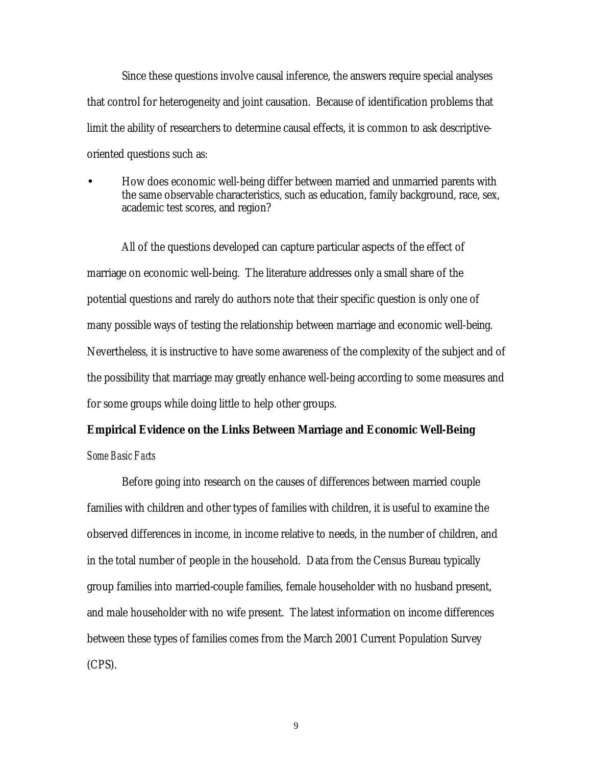Since these questions involve causal inference, the answers require special analyses that control for heterogeneity and joint causation. Because of identification problems that limit the ability of researchers to determine causal effects, it is common to ask descriptive-oriented questions such as:

- How does economic well-being differ between married and unmarried parents with the same observable characteristics, such as education, family background, race, sex, academic test scores, and region?

All of the questions developed can capture particular aspects of the effect of marriage on economic well-being. The literature addresses only a small share of the potential questions and rarely do authors note that their specific question is only one of many possible ways of testing the relationship between marriage and economic well-being. Nevertheless, it is instructive to have some awareness of the complexity of the subject and of the possibility that marriage may greatly enhance well-being according to some measures and for some groups while doing little to help other groups.

## Empirical Evidence on the Links Between Marriage and Economic Well-Being

### *Some Basic Facts*

Before going into research on the causes of differences between married couple families with children and other types of families with children, it is useful to examine the observed differences in income, in income relative to needs, in the number of children, and in the total number of people in the household. Data from the Census Bureau typically group families into married-couple families, female householder with no husband present, and male householder with no wife present. The latest information on income differences between these types of families comes from the March 2001 Current Population Survey (CPS).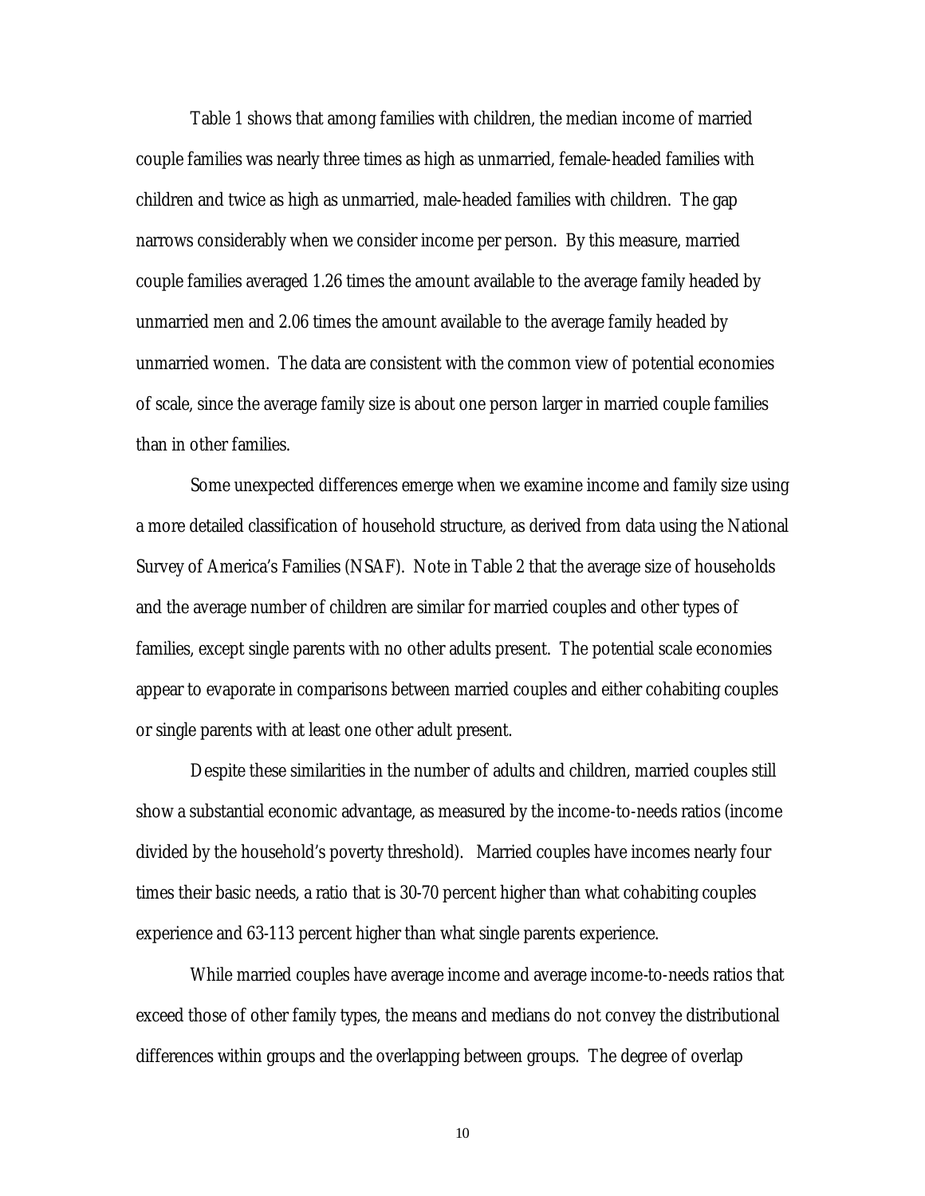Table 1 shows that among families with children, the median income of married couple families was nearly three times as high as unmarried, female-headed families with children and twice as high as unmarried, male-headed families with children. The gap narrows considerably when we consider income per person. By this measure, married couple families averaged 1.26 times the amount available to the average family headed by unmarried men and 2.06 times the amount available to the average family headed by unmarried women. The data are consistent with the common view of potential economies of scale, since the average family size is about one person larger in married couple families than in other families.

Some unexpected differences emerge when we examine income and family size using a more detailed classification of household structure, as derived from data using the National Survey of America's Families (NSAF). Note in Table 2 that the average size of households and the average number of children are similar for married couples and other types of families, except single parents with no other adults present. The potential scale economies appear to evaporate in comparisons between married couples and either cohabiting couples or single parents with at least one other adult present.

Despite these similarities in the number of adults and children, married couples still show a substantial economic advantage, as measured by the income-to-needs ratios (income divided by the household's poverty threshold). Married couples have incomes nearly four times their basic needs, a ratio that is 30-70 percent higher than what cohabiting couples experience and 63-113 percent higher than what single parents experience.

While married couples have average income and average income-to-needs ratios that exceed those of other family types, the means and medians do not convey the distributional differences within groups and the overlapping between groups. The degree of overlap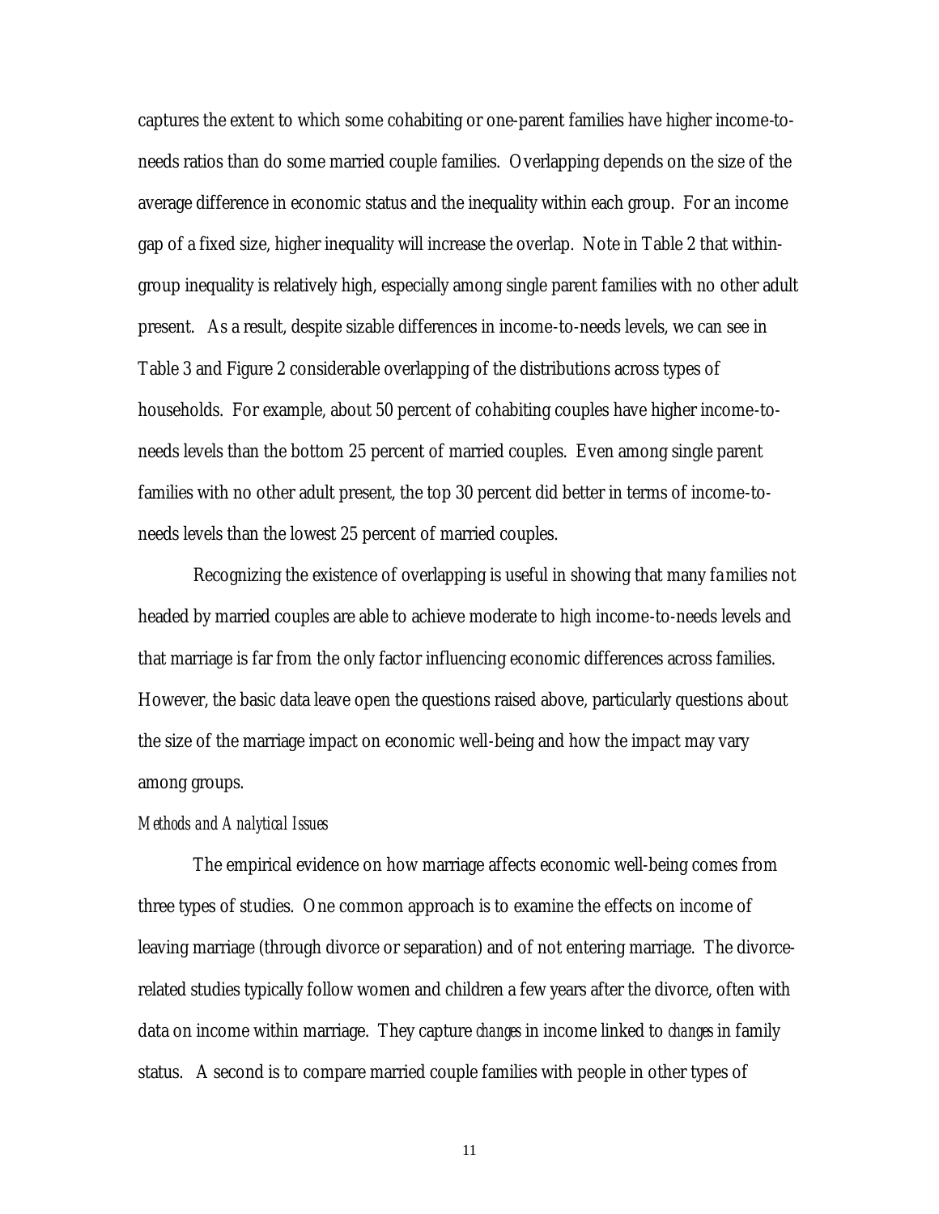captures the extent to which some cohabiting or one-parent families have higher income-to-needs ratios than do some married couple families. Overlapping depends on the size of the average difference in economic status and the inequality within each group. For an income gap of a fixed size, higher inequality will increase the overlap. Note in Table 2 that within-group inequality is relatively high, especially among single parent families with no other adult present. As a result, despite sizable differences in income-to-needs levels, we can see in Table 3 and Figure 2 considerable overlapping of the distributions across types of households. For example, about 50 percent of cohabiting couples have higher income-to-needs levels than the bottom 25 percent of married couples. Even among single parent families with no other adult present, the top 30 percent did better in terms of income-to-needs levels than the lowest 25 percent of married couples.

Recognizing the existence of overlapping is useful in showing that many families not headed by married couples are able to achieve moderate to high income-to-needs levels and that marriage is far from the only factor influencing economic differences across families. However, the basic data leave open the questions raised above, particularly questions about the size of the marriage impact on economic well-being and how the impact may vary among groups.

*Methods and Analytical Issues*

The empirical evidence on how marriage affects economic well-being comes from three types of studies. One common approach is to examine the effects on income of leaving marriage (through divorce or separation) and of not entering marriage. The divorce-related studies typically follow women and children a few years after the divorce, often with data on income within marriage. They capture *changes* in income linked to *changes* in family status. A second is to compare married couple families with people in other types of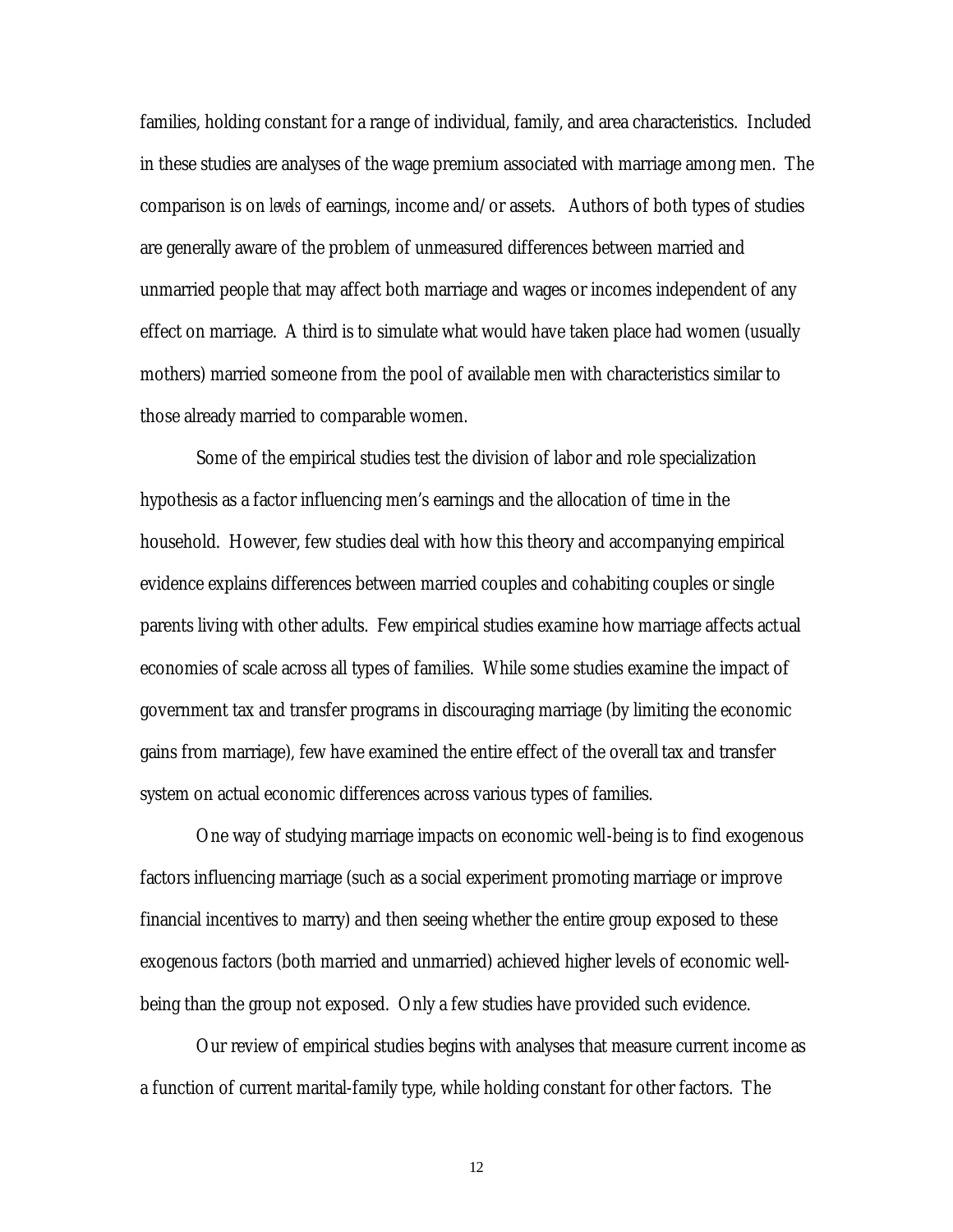families, holding constant for a range of individual, family, and area characteristics. Included in these studies are analyses of the wage premium associated with marriage among men. The comparison is on *levels* of earnings, income and/or assets. Authors of both types of studies are generally aware of the problem of unmeasured differences between married and unmarried people that may affect both marriage and wages or incomes independent of any effect on marriage. A third is to simulate what would have taken place had women (usually mothers) married someone from the pool of available men with characteristics similar to those already married to comparable women.

Some of the empirical studies test the division of labor and role specialization hypothesis as a factor influencing men's earnings and the allocation of time in the household. However, few studies deal with how this theory and accompanying empirical evidence explains differences between married couples and cohabiting couples or single parents living with other adults. Few empirical studies examine how marriage affects actual economies of scale across all types of families. While some studies examine the impact of government tax and transfer programs in discouraging marriage (by limiting the economic gains from marriage), few have examined the entire effect of the overall tax and transfer system on actual economic differences across various types of families.

One way of studying marriage impacts on economic well-being is to find exogenous factors influencing marriage (such as a social experiment promoting marriage or improve financial incentives to marry) and then seeing whether the entire group exposed to these exogenous factors (both married and unmarried) achieved higher levels of economic well-being than the group not exposed. Only a few studies have provided such evidence.

Our review of empirical studies begins with analyses that measure current income as a function of current marital-family type, while holding constant for other factors. The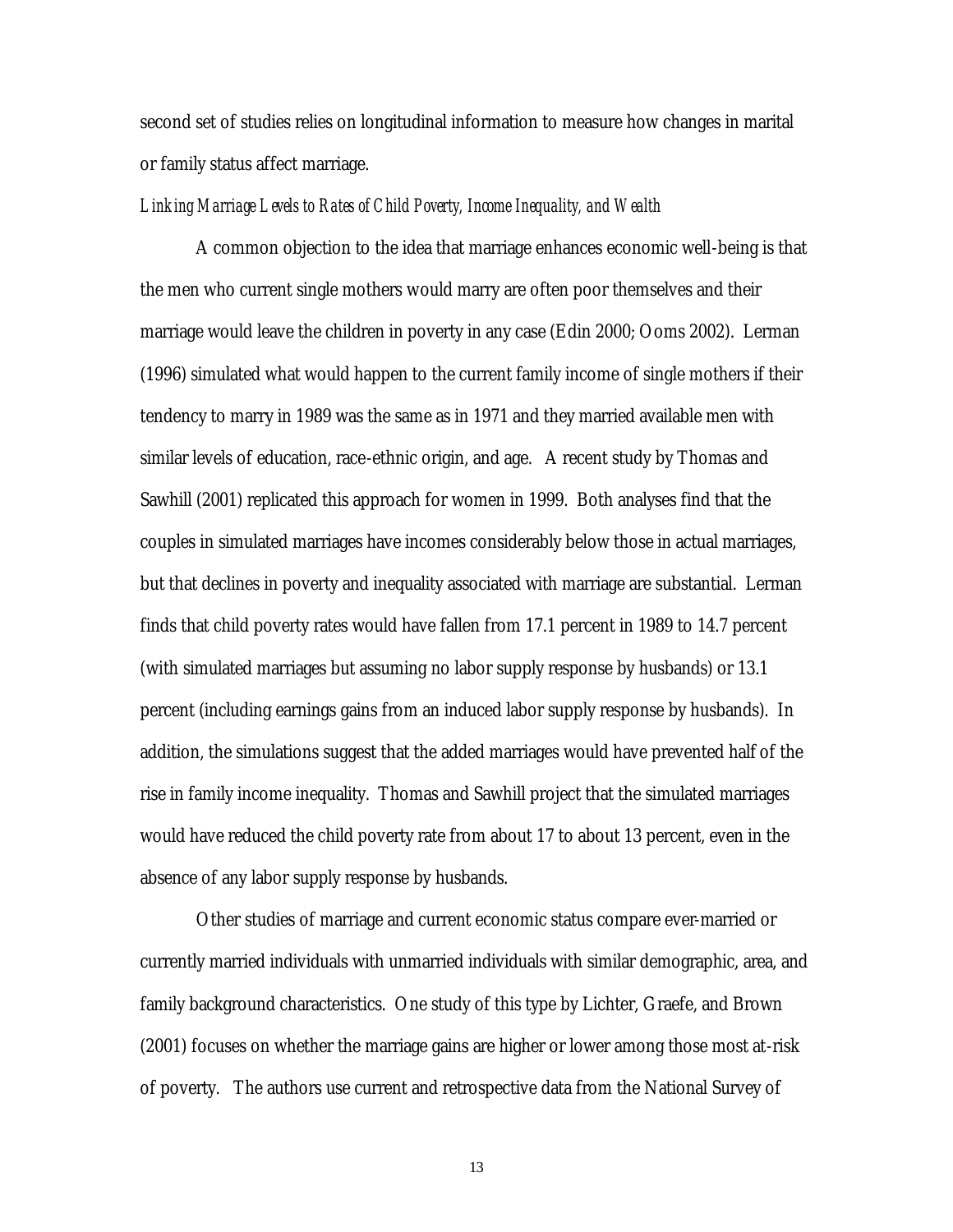second set of studies relies on longitudinal information to measure how changes in marital or family status affect marriage.

*Linking Marriage Levels to Rates of Child Poverty, Income Inequality, and Wealth*

A common objection to the idea that marriage enhances economic well-being is that the men who current single mothers would marry are often poor themselves and their marriage would leave the children in poverty in any case (Edin 2000; Ooms 2002). Lerman (1996) simulated what would happen to the current family income of single mothers if their tendency to marry in 1989 was the same as in 1971 and they married available men with similar levels of education, race-ethnic origin, and age. A recent study by Thomas and Sawhill (2001) replicated this approach for women in 1999. Both analyses find that the couples in simulated marriages have incomes considerably below those in actual marriages, but that declines in poverty and inequality associated with marriage are substantial. Lerman finds that child poverty rates would have fallen from 17.1 percent in 1989 to 14.7 percent (with simulated marriages but assuming no labor supply response by husbands) or 13.1 percent (including earnings gains from an induced labor supply response by husbands). In addition, the simulations suggest that the added marriages would have prevented half of the rise in family income inequality. Thomas and Sawhill project that the simulated marriages would have reduced the child poverty rate from about 17 to about 13 percent, even in the absence of any labor supply response by husbands.

Other studies of marriage and current economic status compare ever-married or currently married individuals with unmarried individuals with similar demographic, area, and family background characteristics. One study of this type by Lichter, Graefe, and Brown (2001) focuses on whether the marriage gains are higher or lower among those most at-risk of poverty. The authors use current and retrospective data from the National Survey of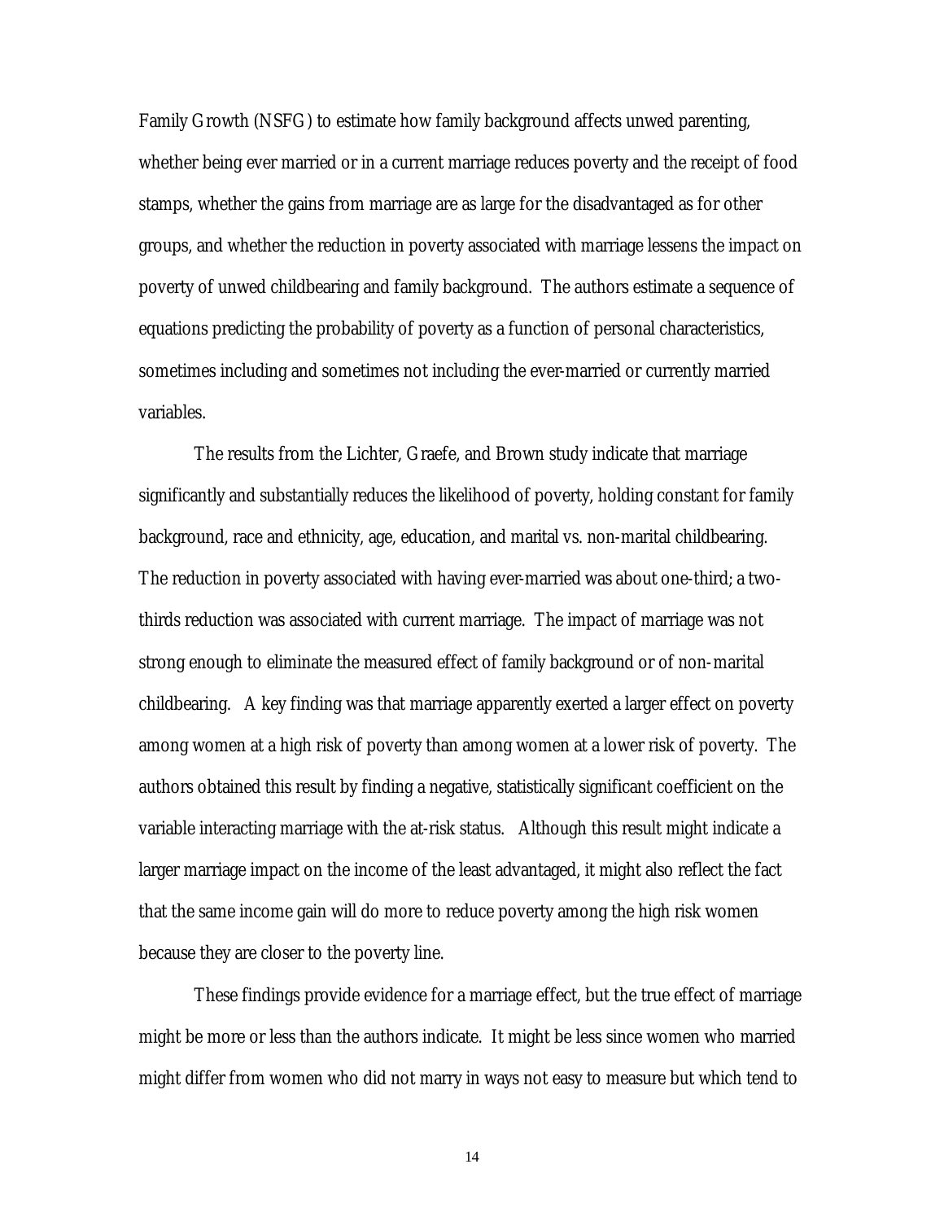Family Growth (NSFG) to estimate how family background affects unwed parenting, whether being ever married or in a current marriage reduces poverty and the receipt of food stamps, whether the gains from marriage are as large for the disadvantaged as for other groups, and whether the reduction in poverty associated with marriage lessens the impact on poverty of unwed childbearing and family background. The authors estimate a sequence of equations predicting the probability of poverty as a function of personal characteristics, sometimes including and sometimes not including the ever-married or currently married variables.

The results from the Lichter, Graefe, and Brown study indicate that marriage significantly and substantially reduces the likelihood of poverty, holding constant for family background, race and ethnicity, age, education, and marital vs. non-marital childbearing. The reduction in poverty associated with having ever-married was about one-third; a two-thirds reduction was associated with current marriage. The impact of marriage was not strong enough to eliminate the measured effect of family background or of non-marital childbearing. A key finding was that marriage apparently exerted a larger effect on poverty among women at a high risk of poverty than among women at a lower risk of poverty. The authors obtained this result by finding a negative, statistically significant coefficient on the variable interacting marriage with the at-risk status. Although this result might indicate a larger marriage impact on the income of the least advantaged, it might also reflect the fact that the same income gain will do more to reduce poverty among the high risk women because they are closer to the poverty line.

These findings provide evidence for a marriage effect, but the true effect of marriage might be more or less than the authors indicate. It might be less since women who married might differ from women who did not marry in ways not easy to measure but which tend to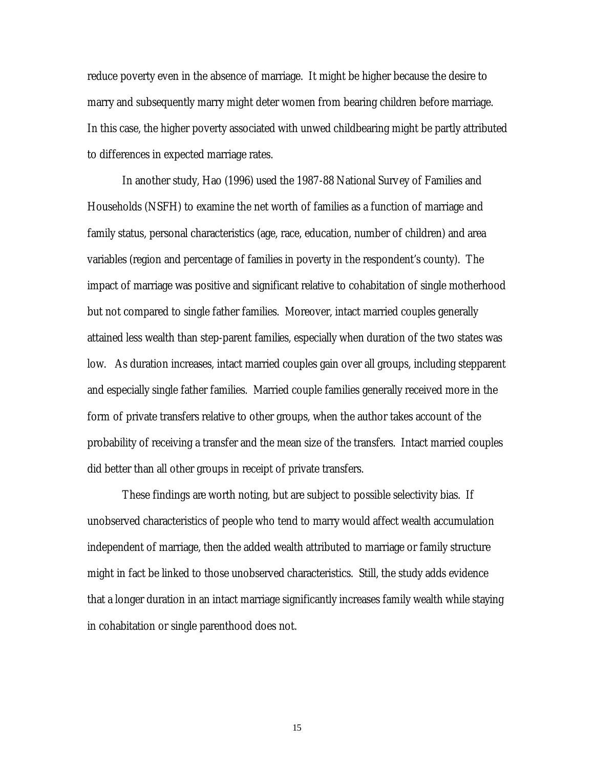reduce poverty even in the absence of marriage. It might be higher because the desire to marry and subsequently marry might deter women from bearing children before marriage. In this case, the higher poverty associated with unwed childbearing might be partly attributed to differences in expected marriage rates.

In another study, Hao (1996) used the 1987-88 National Survey of Families and Households (NSFH) to examine the net worth of families as a function of marriage and family status, personal characteristics (age, race, education, number of children) and area variables (region and percentage of families in poverty in the respondent's county). The impact of marriage was positive and significant relative to cohabitation of single motherhood but not compared to single father families. Moreover, intact married couples generally attained less wealth than step-parent families, especially when duration of the two states was low. As duration increases, intact married couples gain over all groups, including stepparent and especially single father families. Married couple families generally received more in the form of private transfers relative to other groups, when the author takes account of the probability of receiving a transfer and the mean size of the transfers. Intact married couples did better than all other groups in receipt of private transfers.

These findings are worth noting, but are subject to possible selectivity bias. If unobserved characteristics of people who tend to marry would affect wealth accumulation independent of marriage, then the added wealth attributed to marriage or family structure might in fact be linked to those unobserved characteristics. Still, the study adds evidence that a longer duration in an intact marriage significantly increases family wealth while staying in cohabitation or single parenthood does not.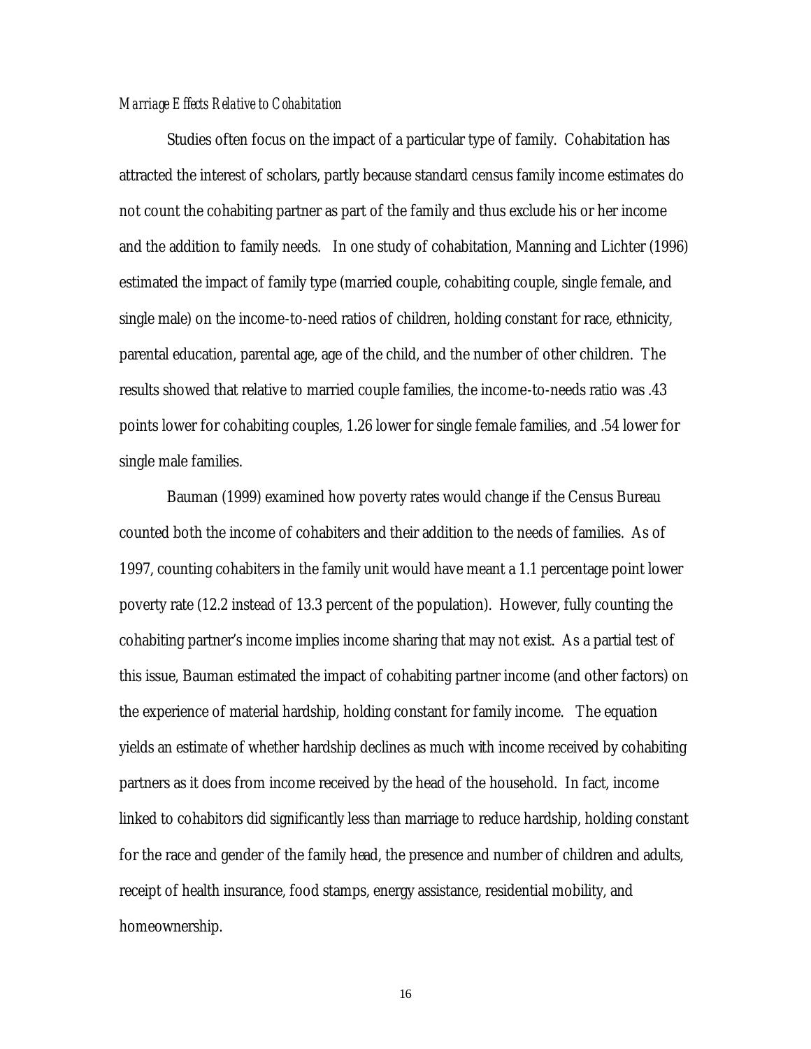*Marriage Effects Relative to Cohabitation*

Studies often focus on the impact of a particular type of family. Cohabitation has attracted the interest of scholars, partly because standard census family income estimates do not count the cohabiting partner as part of the family and thus exclude his or her income and the addition to family needs. In one study of cohabitation, Manning and Lichter (1996) estimated the impact of family type (married couple, cohabiting couple, single female, and single male) on the income-to-need ratios of children, holding constant for race, ethnicity, parental education, parental age, age of the child, and the number of other children. The results showed that relative to married couple families, the income-to-needs ratio was .43 points lower for cohabiting couples, 1.26 lower for single female families, and .54 lower for single male families.

Bauman (1999) examined how poverty rates would change if the Census Bureau counted both the income of cohabiters and their addition to the needs of families. As of 1997, counting cohabiters in the family unit would have meant a 1.1 percentage point lower poverty rate (12.2 instead of 13.3 percent of the population). However, fully counting the cohabiting partner's income implies income sharing that may not exist. As a partial test of this issue, Bauman estimated the impact of cohabiting partner income (and other factors) on the experience of material hardship, holding constant for family income. The equation yields an estimate of whether hardship declines as much with income received by cohabiting partners as it does from income received by the head of the household. In fact, income linked to cohabitors did significantly less than marriage to reduce hardship, holding constant for the race and gender of the family head, the presence and number of children and adults, receipt of health insurance, food stamps, energy assistance, residential mobility, and homeownership.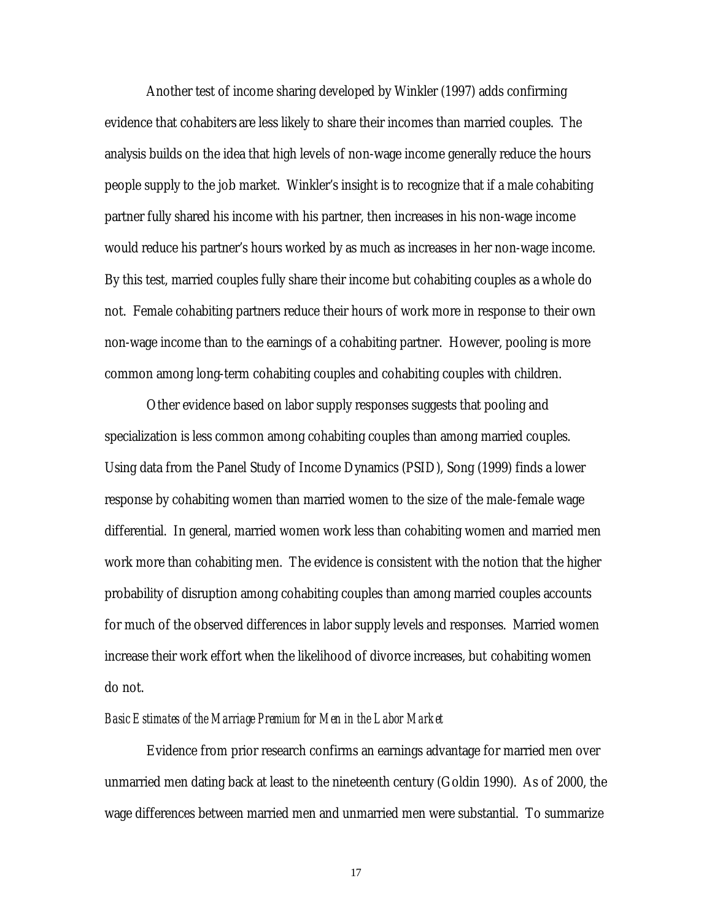Another test of income sharing developed by Winkler (1997) adds confirming evidence that cohabiters are less likely to share their incomes than married couples. The analysis builds on the idea that high levels of non-wage income generally reduce the hours people supply to the job market. Winkler's insight is to recognize that if a male cohabiting partner fully shared his income with his partner, then increases in his non-wage income would reduce his partner's hours worked by as much as increases in her non-wage income. By this test, married couples fully share their income but cohabiting couples as a whole do not. Female cohabiting partners reduce their hours of work more in response to their own non-wage income than to the earnings of a cohabiting partner. However, pooling is more common among long-term cohabiting couples and cohabiting couples with children.

Other evidence based on labor supply responses suggests that pooling and specialization is less common among cohabiting couples than among married couples. Using data from the Panel Study of Income Dynamics (PSID), Song (1999) finds a lower response by cohabiting women than married women to the size of the male-female wage differential. In general, married women work less than cohabiting women and married men work more than cohabiting men. The evidence is consistent with the notion that the higher probability of disruption among cohabiting couples than among married couples accounts for much of the observed differences in labor supply levels and responses. Married women increase their work effort when the likelihood of divorce increases, but cohabiting women do not.

*Basic Estimates of the Marriage Premium for Men in the Labor Market*

Evidence from prior research confirms an earnings advantage for married men over unmarried men dating back at least to the nineteenth century (Goldin 1990). As of 2000, the wage differences between married men and unmarried men were substantial. To summarize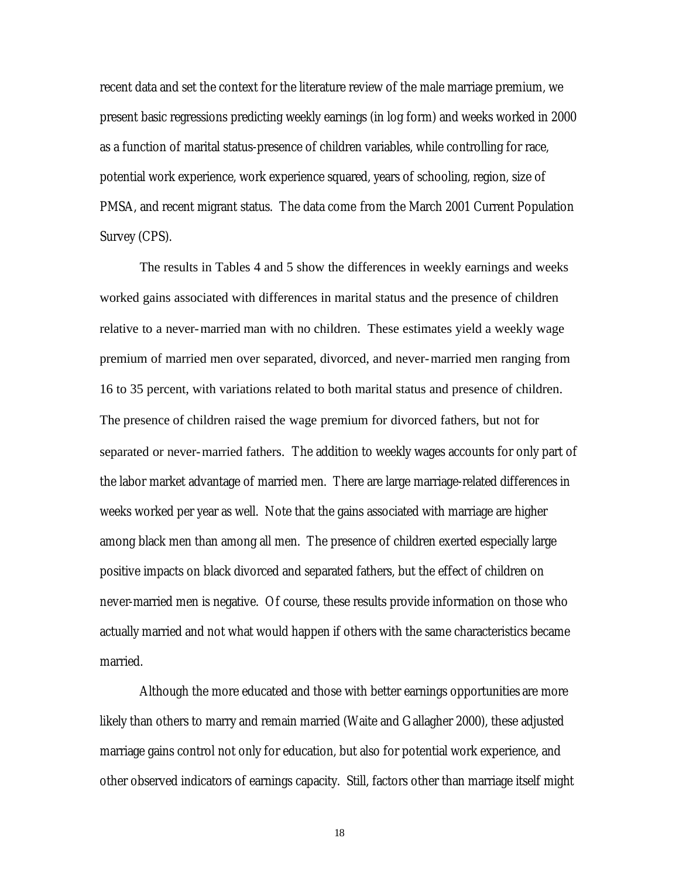recent data and set the context for the literature review of the male marriage premium, we present basic regressions predicting weekly earnings (in log form) and weeks worked in 2000 as a function of marital status-presence of children variables, while controlling for race, potential work experience, work experience squared, years of schooling, region, size of PMSA, and recent migrant status. The data come from the March 2001 Current Population Survey (CPS).

The results in Tables 4 and 5 show the differences in weekly earnings and weeks worked gains associated with differences in marital status and the presence of children relative to a never-married man with no children. These estimates yield a weekly wage premium of married men over separated, divorced, and never-married men ranging from 16 to 35 percent, with variations related to both marital status and presence of children. The presence of children raised the wage premium for divorced fathers, but not for separated or never-married fathers. The addition to weekly wages accounts for only part of the labor market advantage of married men. There are large marriage-related differences in weeks worked per year as well. Note that the gains associated with marriage are higher among black men than among all men. The presence of children exerted especially large positive impacts on black divorced and separated fathers, but the effect of children on never-married men is negative. Of course, these results provide information on those who actually married and not what would happen if others with the same characteristics became married.

Although the more educated and those with better earnings opportunities are more likely than others to marry and remain married (Waite and Gallagher 2000), these adjusted marriage gains control not only for education, but also for potential work experience, and other observed indicators of earnings capacity. Still, factors other than marriage itself might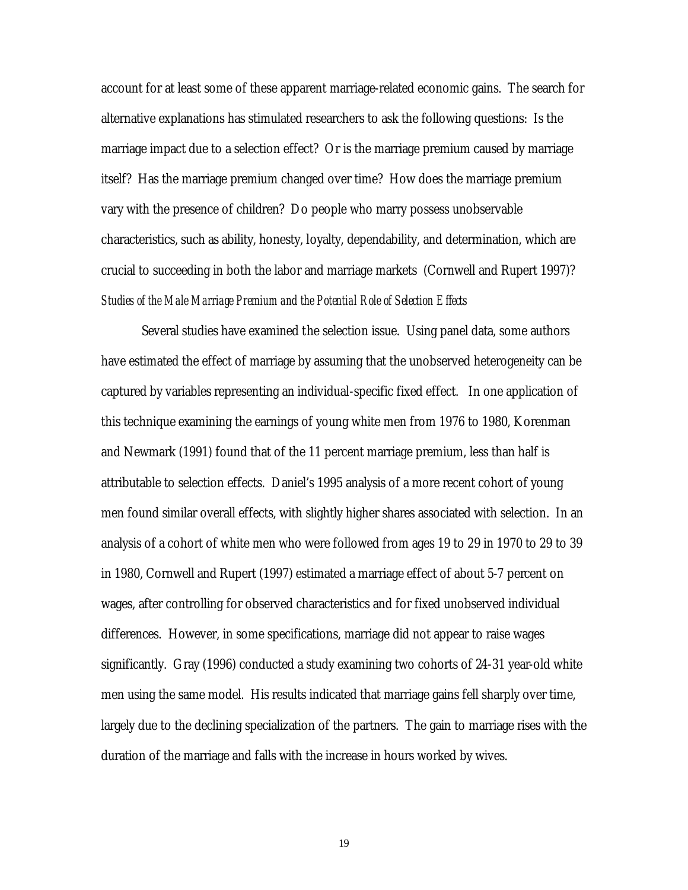account for at least some of these apparent marriage-related economic gains. The search for alternative explanations has stimulated researchers to ask the following questions: Is the marriage impact due to a selection effect? Or is the marriage premium caused by marriage itself? Has the marriage premium changed over time? How does the marriage premium vary with the presence of children? Do people who marry possess unobservable characteristics, such as ability, honesty, loyalty, dependability, and determination, which are crucial to succeeding in both the labor and marriage markets (Cornwell and Rupert 1997)?

*Studies of the Male Marriage Premium and the Potential Role of Selection Effects*

Several studies have examined the selection issue. Using panel data, some authors have estimated the effect of marriage by assuming that the unobserved heterogeneity can be captured by variables representing an individual-specific fixed effect. In one application of this technique examining the earnings of young white men from 1976 to 1980, Korenman and Newmark (1991) found that of the 11 percent marriage premium, less than half is attributable to selection effects. Daniel's 1995 analysis of a more recent cohort of young men found similar overall effects, with slightly higher shares associated with selection. In an analysis of a cohort of white men who were followed from ages 19 to 29 in 1970 to 29 to 39 in 1980, Cornwell and Rupert (1997) estimated a marriage effect of about 5-7 percent on wages, after controlling for observed characteristics and for fixed unobserved individual differences. However, in some specifications, marriage did not appear to raise wages significantly. Gray (1996) conducted a study examining two cohorts of 24-31 year-old white men using the same model. His results indicated that marriage gains fell sharply over time, largely due to the declining specialization of the partners. The gain to marriage rises with the duration of the marriage and falls with the increase in hours worked by wives.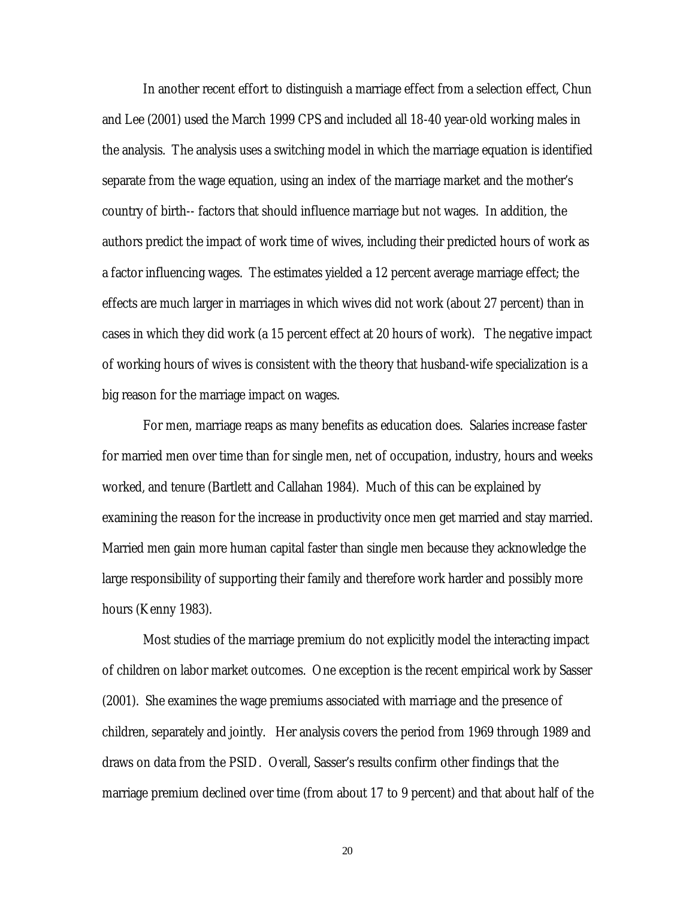In another recent effort to distinguish a marriage effect from a selection effect, Chun and Lee (2001) used the March 1999 CPS and included all 18-40 year-old working males in the analysis. The analysis uses a switching model in which the marriage equation is identified separate from the wage equation, using an index of the marriage market and the mother's country of birth-- factors that should influence marriage but not wages. In addition, the authors predict the impact of work time of wives, including their predicted hours of work as a factor influencing wages. The estimates yielded a 12 percent average marriage effect; the effects are much larger in marriages in which wives did not work (about 27 percent) than in cases in which they did work (a 15 percent effect at 20 hours of work). The negative impact of working hours of wives is consistent with the theory that husband-wife specialization is a big reason for the marriage impact on wages.

For men, marriage reaps as many benefits as education does. Salaries increase faster for married men over time than for single men, net of occupation, industry, hours and weeks worked, and tenure (Bartlett and Callahan 1984). Much of this can be explained by examining the reason for the increase in productivity once men get married and stay married. Married men gain more human capital faster than single men because they acknowledge the large responsibility of supporting their family and therefore work harder and possibly more hours (Kenny 1983).

Most studies of the marriage premium do not explicitly model the interacting impact of children on labor market outcomes. One exception is the recent empirical work by Sasser (2001). She examines the wage premiums associated with marriage and the presence of children, separately and jointly. Her analysis covers the period from 1969 through 1989 and draws on data from the PSID. Overall, Sasser's results confirm other findings that the marriage premium declined over time (from about 17 to 9 percent) and that about half of the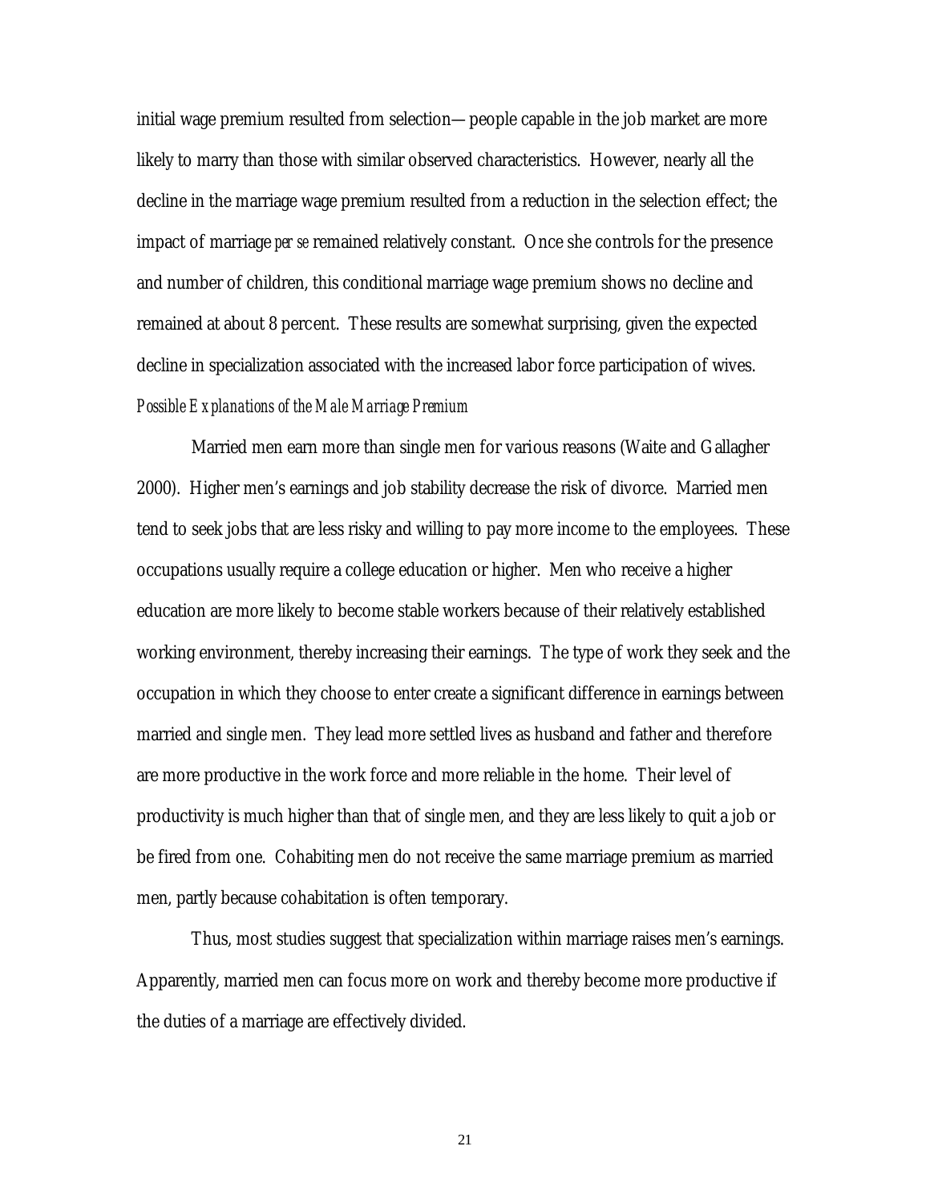initial wage premium resulted from selection—people capable in the job market are more likely to marry than those with similar observed characteristics. However, nearly all the decline in the marriage wage premium resulted from a reduction in the selection effect; the impact of marriage *per se* remained relatively constant. Once she controls for the presence and number of children, this conditional marriage wage premium shows no decline and remained at about 8 percent. These results are somewhat surprising, given the expected decline in specialization associated with the increased labor force participation of wives.

*Possible Explanations of the Male Marriage Premium*

Married men earn more than single men for various reasons (Waite and Gallagher 2000). Higher men's earnings and job stability decrease the risk of divorce. Married men tend to seek jobs that are less risky and willing to pay more income to the employees. These occupations usually require a college education or higher. Men who receive a higher education are more likely to become stable workers because of their relatively established working environment, thereby increasing their earnings. The type of work they seek and the occupation in which they choose to enter create a significant difference in earnings between married and single men. They lead more settled lives as husband and father and therefore are more productive in the work force and more reliable in the home. Their level of productivity is much higher than that of single men, and they are less likely to quit a job or be fired from one. Cohabiting men do not receive the same marriage premium as married men, partly because cohabitation is often temporary.

Thus, most studies suggest that specialization within marriage raises men's earnings. Apparently, married men can focus more on work and thereby become more productive if the duties of a marriage are effectively divided.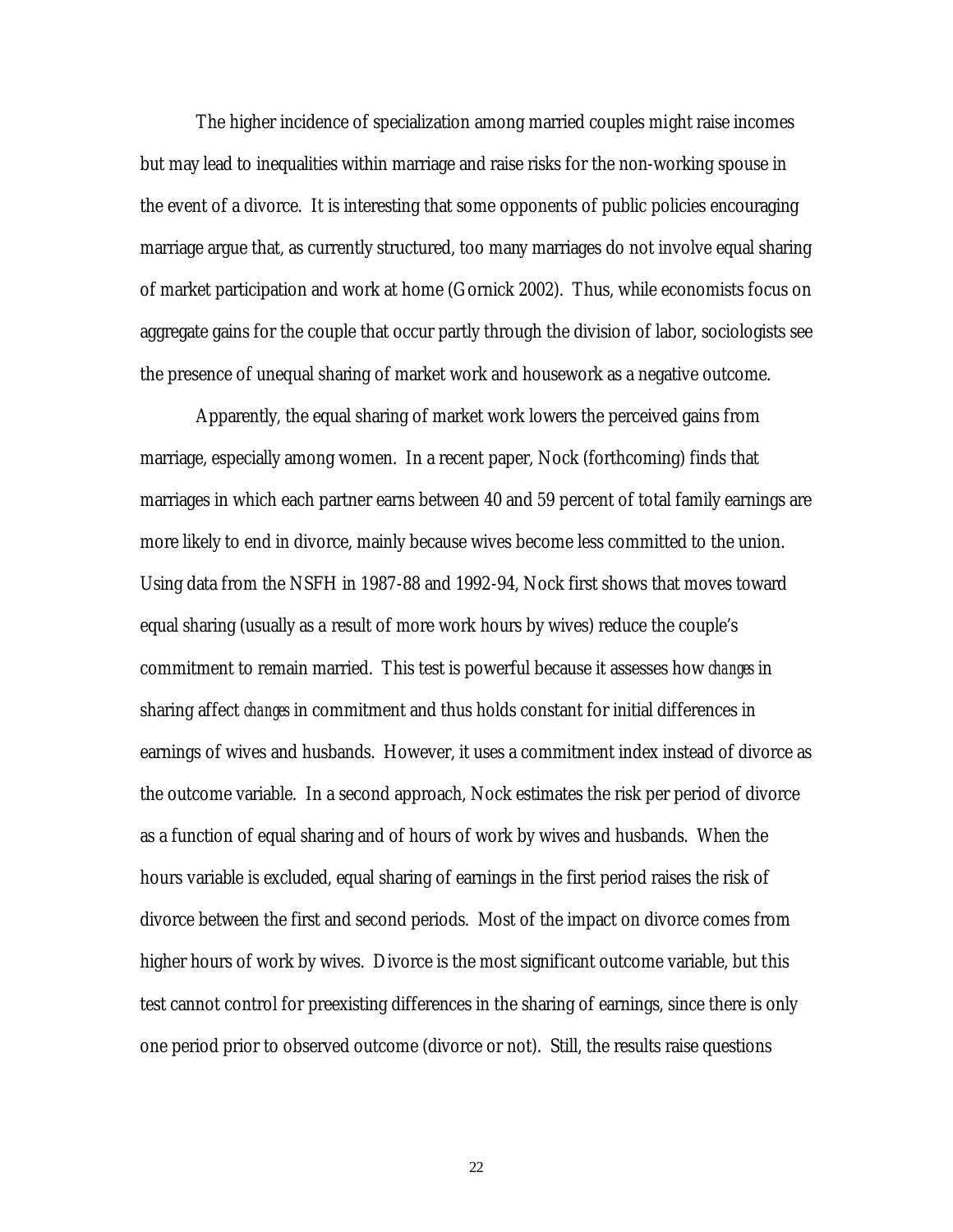The higher incidence of specialization among married couples might raise incomes but may lead to inequalities within marriage and raise risks for the non-working spouse in the event of a divorce. It is interesting that some opponents of public policies encouraging marriage argue that, as currently structured, too many marriages do not involve equal sharing of market participation and work at home (Gornick 2002). Thus, while economists focus on aggregate gains for the couple that occur partly through the division of labor, sociologists see the presence of unequal sharing of market work and housework as a negative outcome.

Apparently, the equal sharing of market work lowers the perceived gains from marriage, especially among women. In a recent paper, Nock (forthcoming) finds that marriages in which each partner earns between 40 and 59 percent of total family earnings are more likely to end in divorce, mainly because wives become less committed to the union. Using data from the NSFH in 1987-88 and 1992-94, Nock first shows that moves toward equal sharing (usually as a result of more work hours by wives) reduce the couple's commitment to remain married. This test is powerful because it assesses how *changes* in sharing affect *changes* in commitment and thus holds constant for initial differences in earnings of wives and husbands. However, it uses a commitment index instead of divorce as the outcome variable. In a second approach, Nock estimates the risk per period of divorce as a function of equal sharing and of hours of work by wives and husbands. When the hours variable is excluded, equal sharing of earnings in the first period raises the risk of divorce between the first and second periods. Most of the impact on divorce comes from higher hours of work by wives. Divorce is the most significant outcome variable, but this test cannot control for preexisting differences in the sharing of earnings, since there is only one period prior to observed outcome (divorce or not). Still, the results raise questions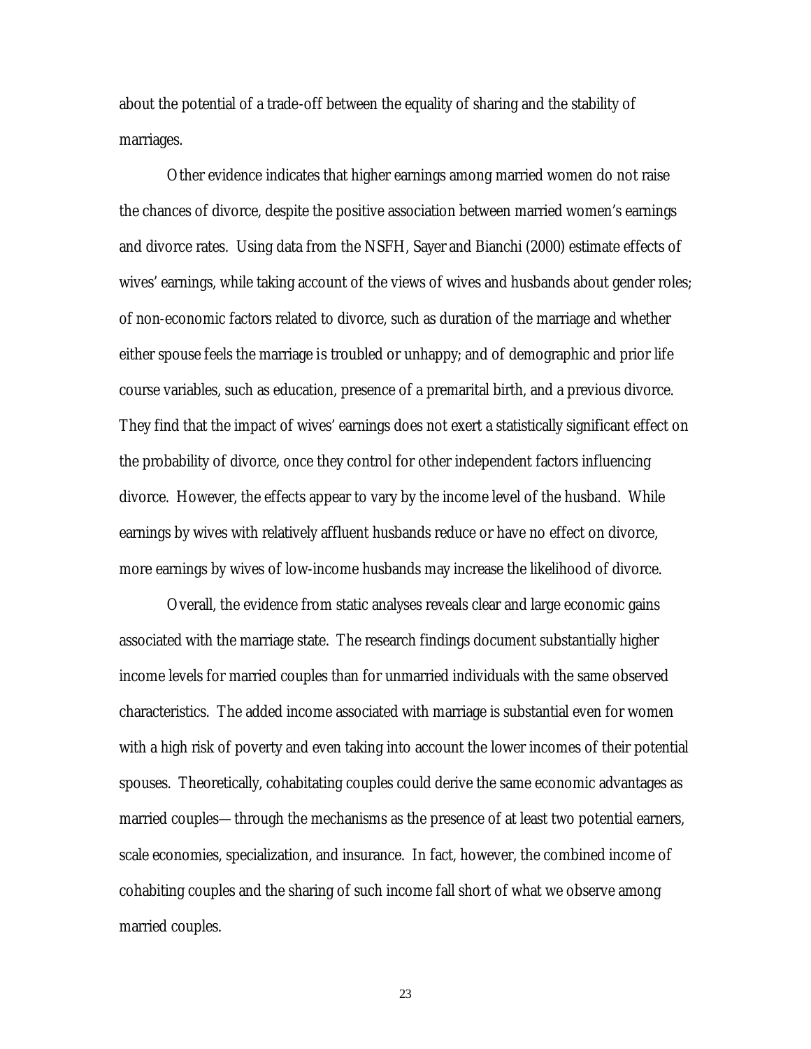about the potential of a trade-off between the equality of sharing and the stability of marriages.

Other evidence indicates that higher earnings among married women do not raise the chances of divorce, despite the positive association between married women's earnings and divorce rates. Using data from the NSFH, Sayer and Bianchi (2000) estimate effects of wives' earnings, while taking account of the views of wives and husbands about gender roles; of non-economic factors related to divorce, such as duration of the marriage and whether either spouse feels the marriage is troubled or unhappy; and of demographic and prior life course variables, such as education, presence of a premarital birth, and a previous divorce. They find that the impact of wives' earnings does not exert a statistically significant effect on the probability of divorce, once they control for other independent factors influencing divorce. However, the effects appear to vary by the income level of the husband. While earnings by wives with relatively affluent husbands reduce or have no effect on divorce, more earnings by wives of low-income husbands may increase the likelihood of divorce.

Overall, the evidence from static analyses reveals clear and large economic gains associated with the marriage state. The research findings document substantially higher income levels for married couples than for unmarried individuals with the same observed characteristics. The added income associated with marriage is substantial even for women with a high risk of poverty and even taking into account the lower incomes of their potential spouses. Theoretically, cohabitating couples could derive the same economic advantages as married couples—through the mechanisms as the presence of at least two potential earners, scale economies, specialization, and insurance. In fact, however, the combined income of cohabiting couples and the sharing of such income fall short of what we observe among married couples.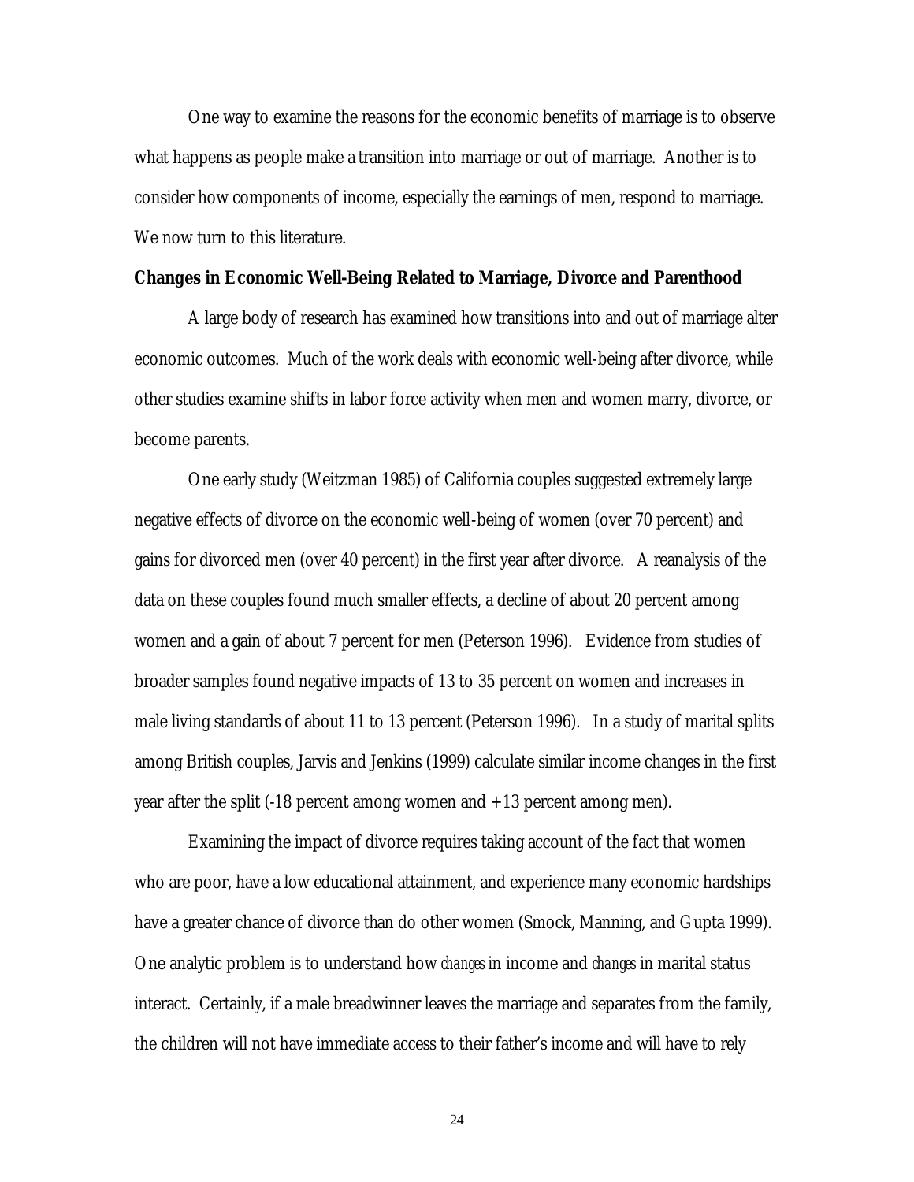One way to examine the reasons for the economic benefits of marriage is to observe what happens as people make a transition into marriage or out of marriage. Another is to consider how components of income, especially the earnings of men, respond to marriage. We now turn to this literature.

**Changes in Economic Well-Being Related to Marriage, Divorce and Parenthood**

A large body of research has examined how transitions into and out of marriage alter economic outcomes. Much of the work deals with economic well-being after divorce, while other studies examine shifts in labor force activity when men and women marry, divorce, or become parents.

One early study (Weitzman 1985) of California couples suggested extremely large negative effects of divorce on the economic well-being of women (over 70 percent) and gains for divorced men (over 40 percent) in the first year after divorce. A reanalysis of the data on these couples found much smaller effects, a decline of about 20 percent among women and a gain of about 7 percent for men (Peterson 1996). Evidence from studies of broader samples found negative impacts of 13 to 35 percent on women and increases in male living standards of about 11 to 13 percent (Peterson 1996). In a study of marital splits among British couples, Jarvis and Jenkins (1999) calculate similar income changes in the first year after the split (-18 percent among women and +13 percent among men).

Examining the impact of divorce requires taking account of the fact that women who are poor, have a low educational attainment, and experience many economic hardships have a greater chance of divorce than do other women (Smock, Manning, and Gupta 1999). One analytic problem is to understand how *changes* in income and *changes* in marital status interact. Certainly, if a male breadwinner leaves the marriage and separates from the family, the children will not have immediate access to their father's income and will have to rely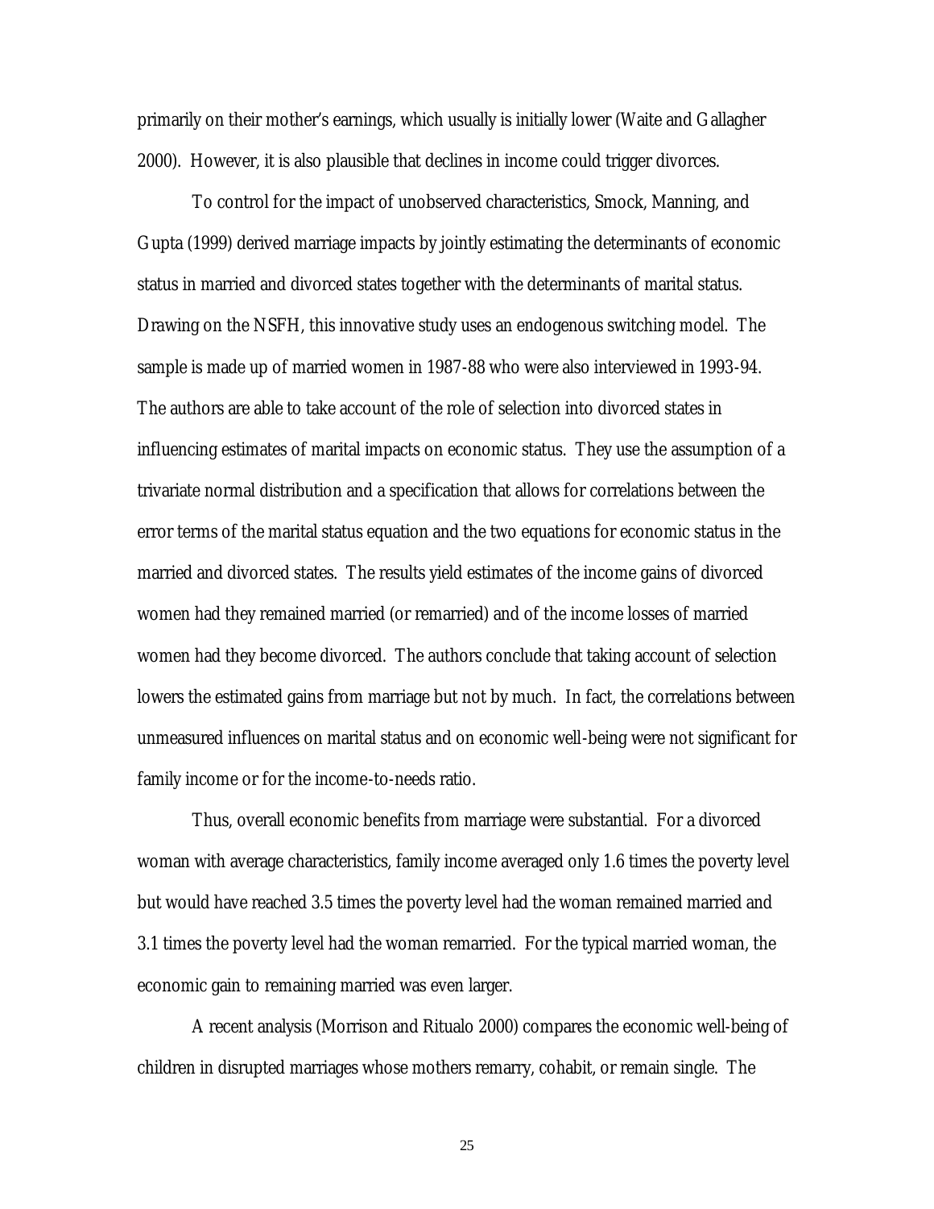primarily on their mother's earnings, which usually is initially lower (Waite and Gallagher 2000). However, it is also plausible that declines in income could trigger divorces.

To control for the impact of unobserved characteristics, Smock, Manning, and Gupta (1999) derived marriage impacts by jointly estimating the determinants of economic status in married and divorced states together with the determinants of marital status. Drawing on the NSFH, this innovative study uses an endogenous switching model. The sample is made up of married women in 1987-88 who were also interviewed in 1993-94. The authors are able to take account of the role of selection into divorced states in influencing estimates of marital impacts on economic status. They use the assumption of a trivariate normal distribution and a specification that allows for correlations between the error terms of the marital status equation and the two equations for economic status in the married and divorced states. The results yield estimates of the income gains of divorced women had they remained married (or remarried) and of the income losses of married women had they become divorced. The authors conclude that taking account of selection lowers the estimated gains from marriage but not by much. In fact, the correlations between unmeasured influences on marital status and on economic well-being were not significant for family income or for the income-to-needs ratio.

Thus, overall economic benefits from marriage were substantial. For a divorced woman with average characteristics, family income averaged only 1.6 times the poverty level but would have reached 3.5 times the poverty level had the woman remained married and 3.1 times the poverty level had the woman remarried. For the typical married woman, the economic gain to remaining married was even larger.

A recent analysis (Morrison and Ritualo 2000) compares the economic well-being of children in disrupted marriages whose mothers remarry, cohabit, or remain single. The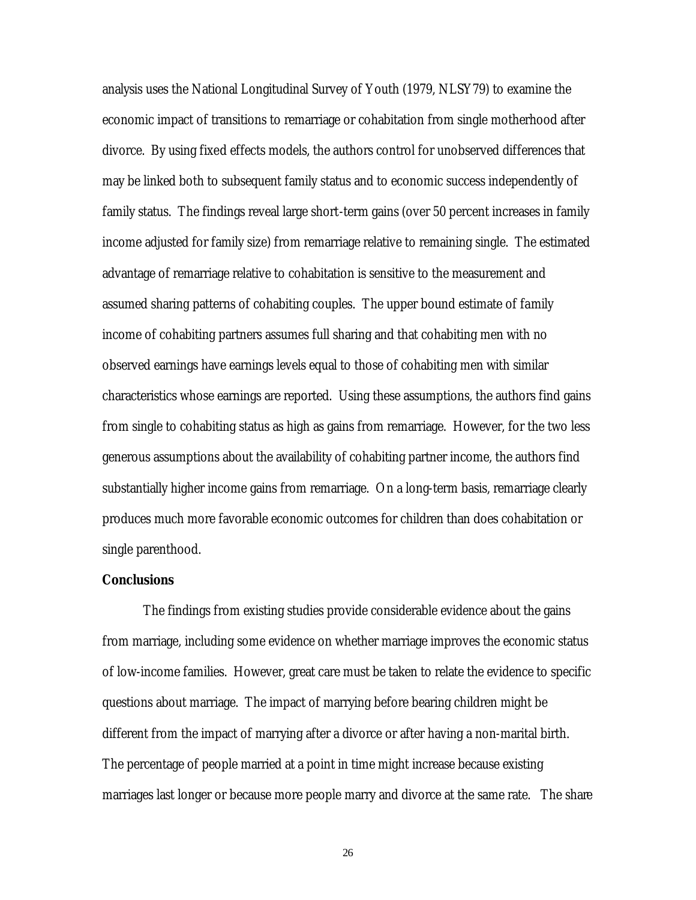analysis uses the National Longitudinal Survey of Youth (1979, NLSY79) to examine the economic impact of transitions to remarriage or cohabitation from single motherhood after divorce. By using fixed effects models, the authors control for unobserved differences that may be linked both to subsequent family status and to economic success independently of family status. The findings reveal large short-term gains (over 50 percent increases in family income adjusted for family size) from remarriage relative to remaining single. The estimated advantage of remarriage relative to cohabitation is sensitive to the measurement and assumed sharing patterns of cohabiting couples. The upper bound estimate of family income of cohabiting partners assumes full sharing and that cohabiting men with no observed earnings have earnings levels equal to those of cohabiting men with similar characteristics whose earnings are reported. Using these assumptions, the authors find gains from single to cohabiting status as high as gains from remarriage. However, for the two less generous assumptions about the availability of cohabiting partner income, the authors find substantially higher income gains from remarriage. On a long-term basis, remarriage clearly produces much more favorable economic outcomes for children than does cohabitation or single parenthood.

**Conclusions**

The findings from existing studies provide considerable evidence about the gains from marriage, including some evidence on whether marriage improves the economic status of low-income families. However, great care must be taken to relate the evidence to specific questions about marriage. The impact of marrying before bearing children might be different from the impact of marrying after a divorce or after having a non-marital birth. The percentage of people married at a point in time might increase because existing marriages last longer or because more people marry and divorce at the same rate. The share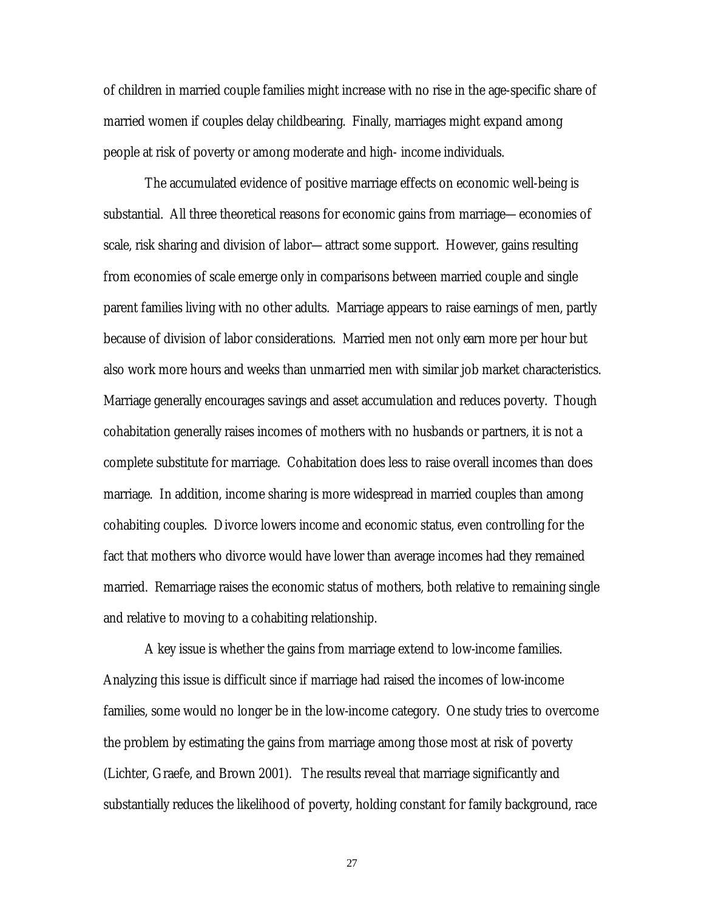of children in married couple families might increase with no rise in the age-specific share of married women if couples delay childbearing. Finally, marriages might expand among people at risk of poverty or among moderate and high- income individuals.

The accumulated evidence of positive marriage effects on economic well-being is substantial. All three theoretical reasons for economic gains from marriage—economies of scale, risk sharing and division of labor—attract some support. However, gains resulting from economies of scale emerge only in comparisons between married couple and single parent families living with no other adults. Marriage appears to raise earnings of men, partly because of division of labor considerations. Married men not only earn more per hour but also work more hours and weeks than unmarried men with similar job market characteristics. Marriage generally encourages savings and asset accumulation and reduces poverty. Though cohabitation generally raises incomes of mothers with no husbands or partners, it is not a complete substitute for marriage. Cohabitation does less to raise overall incomes than does marriage. In addition, income sharing is more widespread in married couples than among cohabiting couples. Divorce lowers income and economic status, even controlling for the fact that mothers who divorce would have lower than average incomes had they remained married. Remarriage raises the economic status of mothers, both relative to remaining single and relative to moving to a cohabiting relationship.

A key issue is whether the gains from marriage extend to low-income families. Analyzing this issue is difficult since if marriage had raised the incomes of low-income families, some would no longer be in the low-income category. One study tries to overcome the problem by estimating the gains from marriage among those most at risk of poverty (Lichter, Graefe, and Brown 2001). The results reveal that marriage significantly and substantially reduces the likelihood of poverty, holding constant for family background, race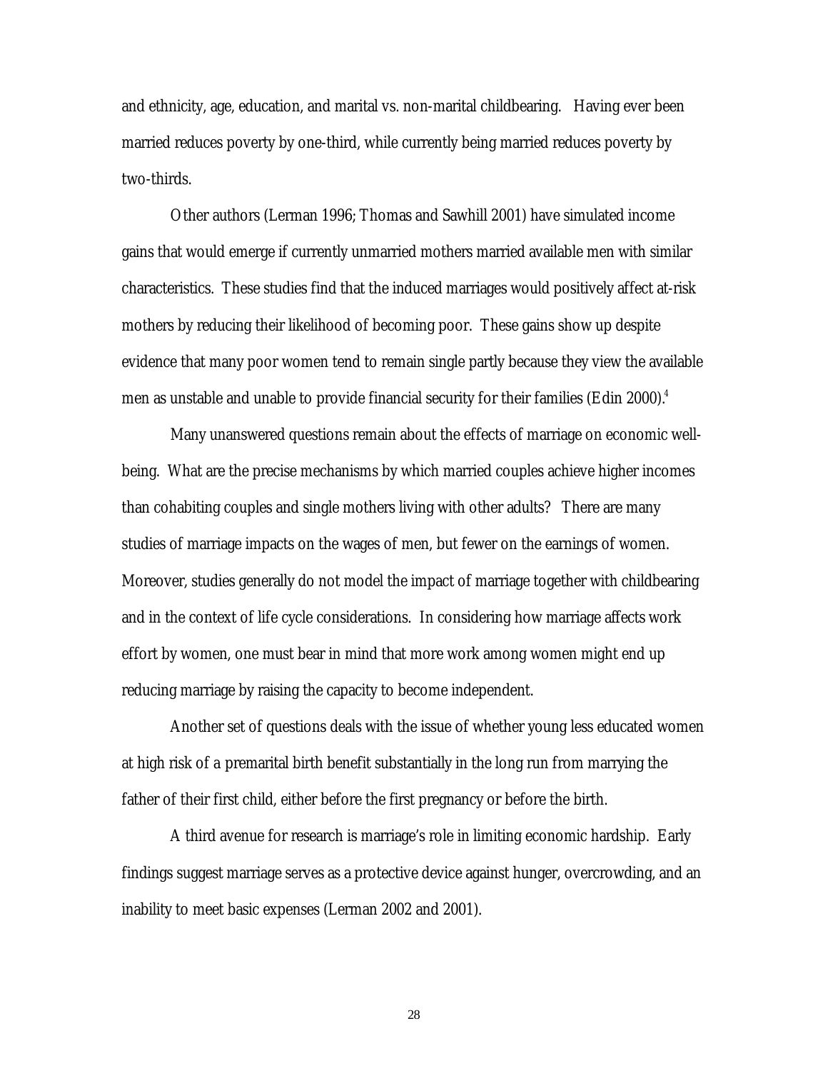and ethnicity, age, education, and marital vs. non-marital childbearing. Having ever been married reduces poverty by one-third, while currently being married reduces poverty by two-thirds.

Other authors (Lerman 1996; Thomas and Sawhill 2001) have simulated income gains that would emerge if currently unmarried mothers married available men with similar characteristics. These studies find that the induced marriages would positively affect at-risk mothers by reducing their likelihood of becoming poor. These gains show up despite evidence that many poor women tend to remain single partly because they view the available men as unstable and unable to provide financial security for their families (Edin 2000).[4]

Many unanswered questions remain about the effects of marriage on economic well-being. What are the precise mechanisms by which married couples achieve higher incomes than cohabiting couples and single mothers living with other adults? There are many studies of marriage impacts on the wages of men, but fewer on the earnings of women. Moreover, studies generally do not model the impact of marriage together with childbearing and in the context of life cycle considerations. In considering how marriage affects work effort by women, one must bear in mind that more work among women might end up reducing marriage by raising the capacity to become independent.

Another set of questions deals with the issue of whether young less educated women at high risk of a premarital birth benefit substantially in the long run from marrying the father of their first child, either before the first pregnancy or before the birth.

A third avenue for research is marriage's role in limiting economic hardship. Early findings suggest marriage serves as a protective device against hunger, overcrowding, and an inability to meet basic expenses (Lerman 2002 and 2001).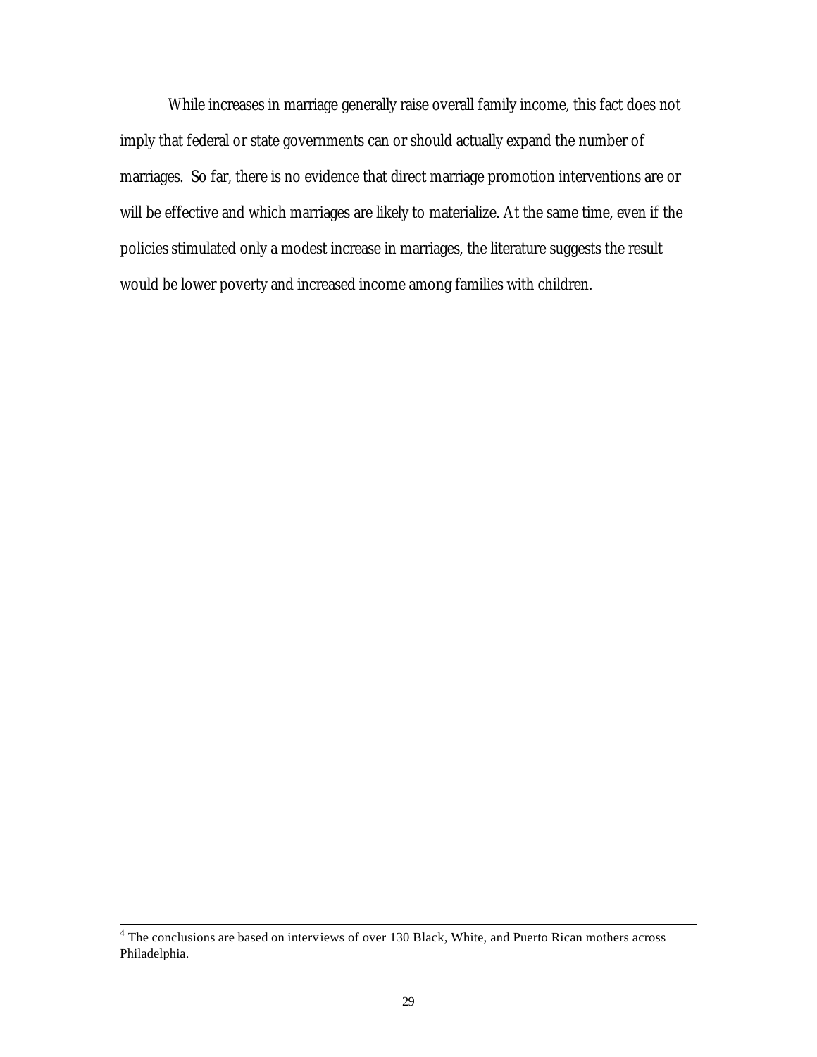While increases in marriage generally raise overall family income, this fact does not imply that federal or state governments can or should actually expand the number of marriages. So far, there is no evidence that direct marriage promotion interventions are or will be effective and which marriages are likely to materialize. At the same time, even if the policies stimulated only a modest increase in marriages, the literature suggests the result would be lower poverty and increased income among families with children.

---

[4] The conclusions are based on interviews of over 130 Black, White, and Puerto Rican mothers across Philadelphia.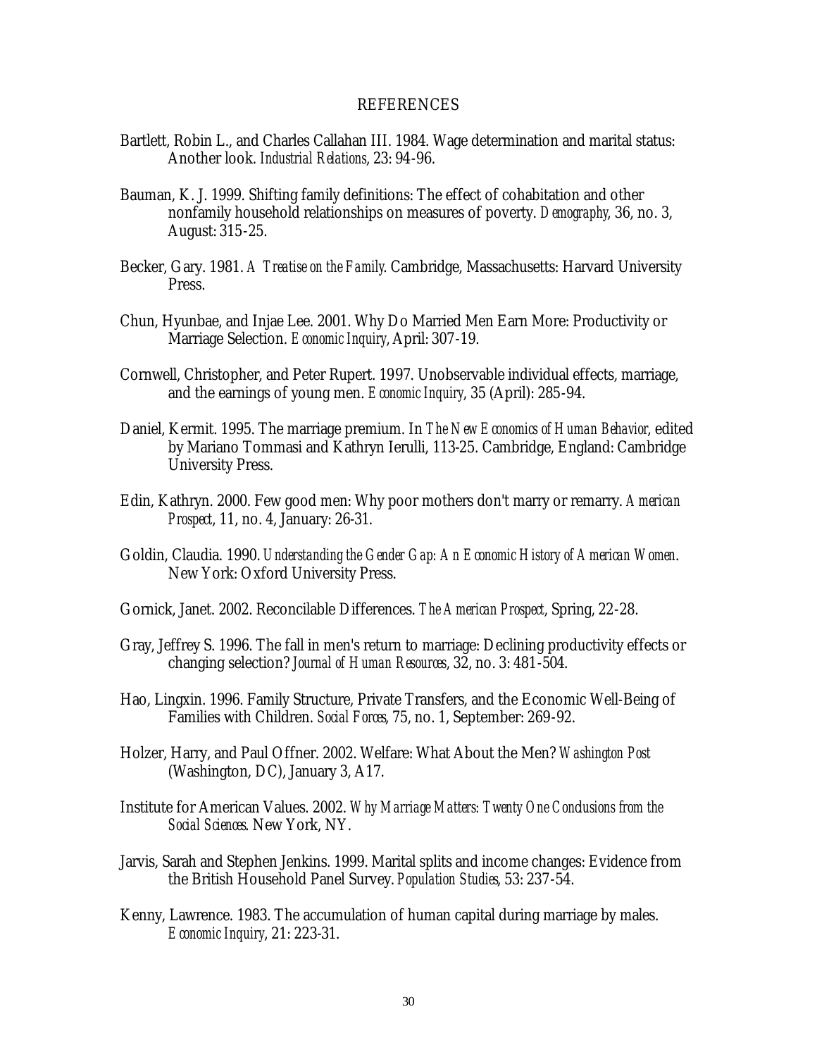## REFERENCES

Bartlett, Robin L., and Charles Callahan III. 1984. Wage determination and marital status: Another look. *Industrial Relations*, 23: 94-96.

Bauman, K. J. 1999. Shifting family definitions: The effect of cohabitation and other nonfamily household relationships on measures of poverty. *Demography*, 36, no. 3, August: 315-25.

Becker, Gary. 1981. *A Treatise on the Family*. Cambridge, Massachusetts: Harvard University Press.

Chun, Hyunbae, and Injae Lee. 2001. Why Do Married Men Earn More: Productivity or Marriage Selection. *Economic Inquiry*, April: 307-19.

Cornwell, Christopher, and Peter Rupert. 1997. Unobservable individual effects, marriage, and the earnings of young men. *Economic Inquiry*, 35 (April): 285-94.

Daniel, Kermit. 1995. The marriage premium. In *The New Economics of Human Behavior*, edited by Mariano Tommasi and Kathryn Ierulli, 113-25. Cambridge, England: Cambridge University Press.

Edin, Kathryn. 2000. Few good men: Why poor mothers don't marry or remarry. *American Prospect*, 11, no. 4, January: 26-31.

Goldin, Claudia. 1990. *Understanding the Gender Gap: An Economic History of American Women.* New York: Oxford University Press.

Gornick, Janet. 2002. Reconcilable Differences. *The American Prospect*, Spring, 22-28.

Gray, Jeffrey S. 1996. The fall in men's return to marriage: Declining productivity effects or changing selection? *Journal of Human Resources*, 32, no. 3: 481-504.

Hao, Lingxin. 1996. Family Structure, Private Transfers, and the Economic Well-Being of Families with Children. *Social Forces*, 75, no. 1, September: 269-92.

Holzer, Harry, and Paul Offner. 2002. Welfare: What About the Men? *Washington Post* (Washington, DC), January 3, A17.

Institute for American Values. 2002. *Why Marriage Matters: Twenty One Conclusions from the Social Sciences*. New York, NY.

Jarvis, Sarah and Stephen Jenkins. 1999. Marital splits and income changes: Evidence from the British Household Panel Survey. *Population Studies*, 53: 237-54.

Kenny, Lawrence. 1983. The accumulation of human capital during marriage by males. *Economic Inquiry*, 21: 223-31.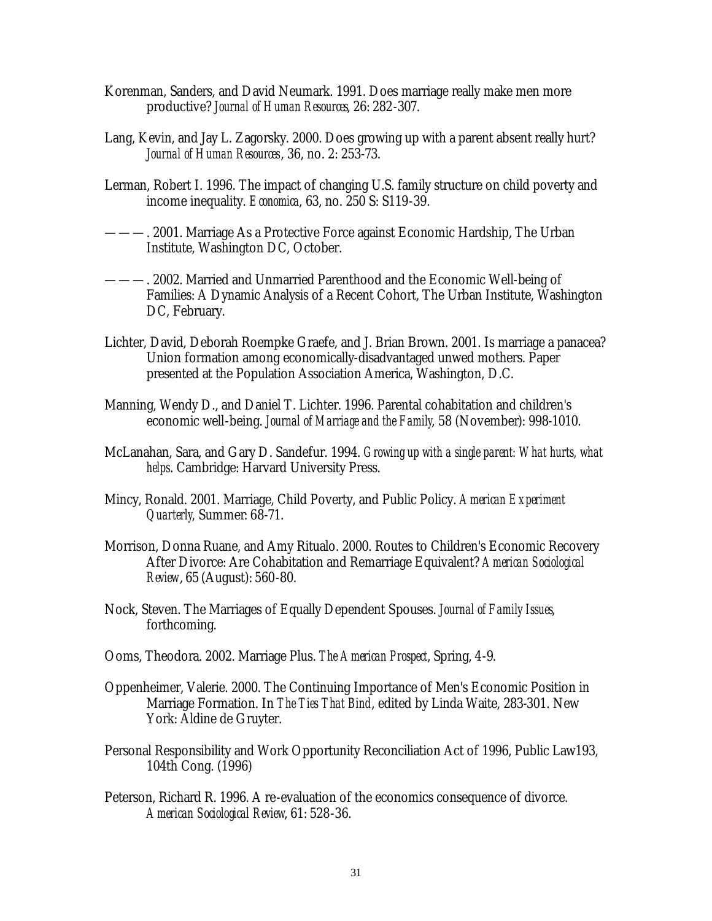Korenman, Sanders, and David Neumark. 1991. Does marriage really make men more productive? *Journal of Human Resources*, 26: 282-307.

Lang, Kevin, and Jay L. Zagorsky. 2000. Does growing up with a parent absent really hurt? *Journal of Human Resources*, 36, no. 2: 253-73.

Lerman, Robert I. 1996. The impact of changing U.S. family structure on child poverty and income inequality. *Economica*, 63, no. 250 S: S119-39.

———. 2001. Marriage As a Protective Force against Economic Hardship, The Urban Institute, Washington DC, October.

———. 2002. Married and Unmarried Parenthood and the Economic Well-being of Families: A Dynamic Analysis of a Recent Cohort, The Urban Institute, Washington DC, February.

Lichter, David, Deborah Roempke Graefe, and J. Brian Brown. 2001. Is marriage a panacea? Union formation among economically-disadvantaged unwed mothers. Paper presented at the Population Association America, Washington, D.C.

Manning, Wendy D., and Daniel T. Lichter. 1996. Parental cohabitation and children's economic well-being. *Journal of Marriage and the Family*, 58 (November): 998-1010.

McLanahan, Sara, and Gary D. Sandefur. 1994. *Growing up with a single parent: What hurts, what helps*. Cambridge: Harvard University Press.

Mincy, Ronald. 2001. Marriage, Child Poverty, and Public Policy. *American Experiment Quarterly*, Summer: 68-71.

Morrison, Donna Ruane, and Amy Ritualo. 2000. Routes to Children's Economic Recovery After Divorce: Are Cohabitation and Remarriage Equivalent? *American Sociological Review*, 65 (August): 560-80.

Nock, Steven. The Marriages of Equally Dependent Spouses. *Journal of Family Issues*, forthcoming.

Ooms, Theodora. 2002. Marriage Plus. *The American Prospect*, Spring, 4-9.

Oppenheimer, Valerie. 2000. The Continuing Importance of Men's Economic Position in Marriage Formation. In *The Ties That Bind*, edited by Linda Waite, 283-301. New York: Aldine de Gruyter.

Personal Responsibility and Work Opportunity Reconciliation Act of 1996, Public Law193, 104th Cong. (1996)

Peterson, Richard R. 1996. A re-evaluation of the economics consequence of divorce. *American Sociological Review*, 61: 528-36.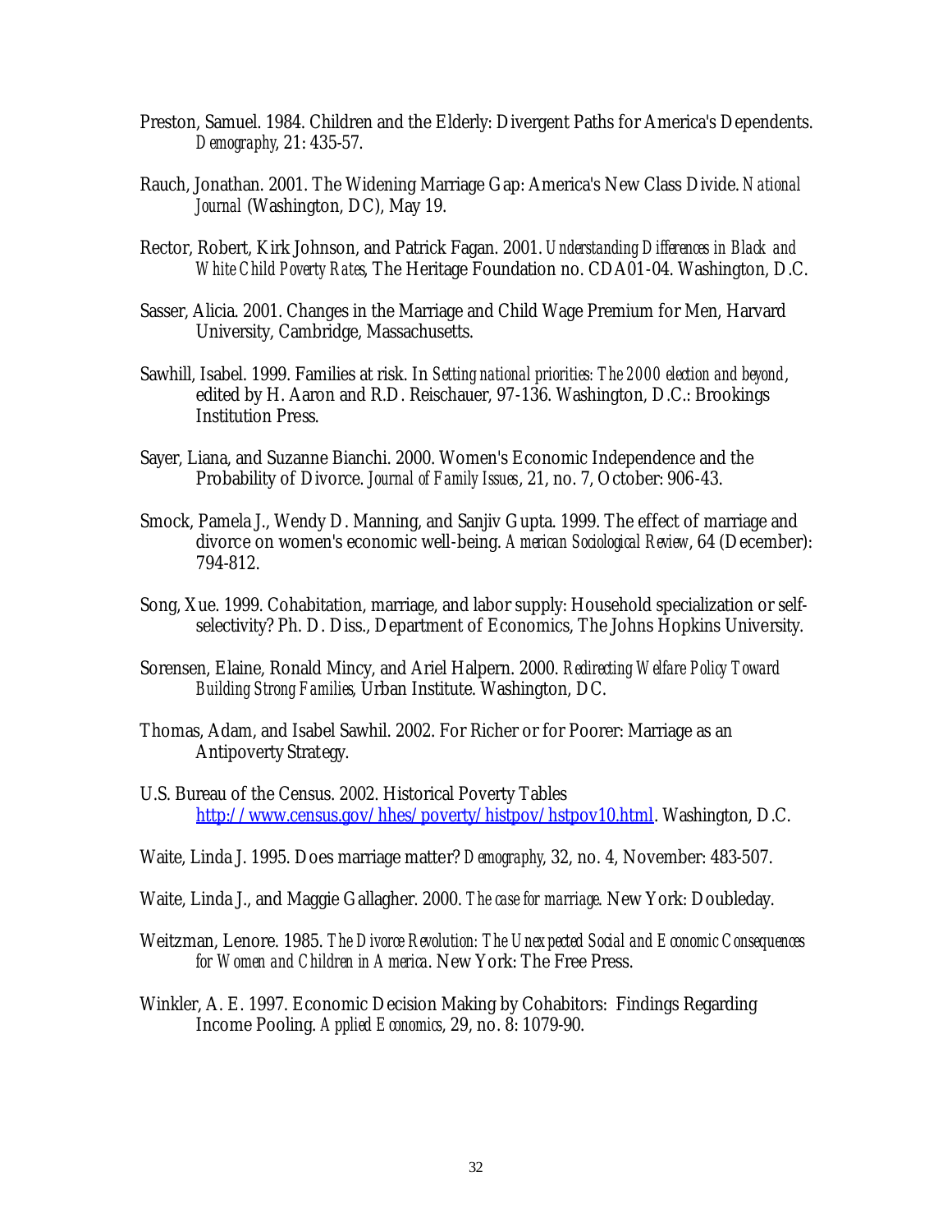Preston, Samuel. 1984. Children and the Elderly: Divergent Paths for America's Dependents. *Demography*, 21: 435-57.

Rauch, Jonathan. 2001. The Widening Marriage Gap: America's New Class Divide. *National Journal* (Washington, DC), May 19.

Rector, Robert, Kirk Johnson, and Patrick Fagan. 2001. *Understanding Differences in Black and White Child Poverty Rates*, The Heritage Foundation no. CDA01-04. Washington, D.C.

Sasser, Alicia. 2001. Changes in the Marriage and Child Wage Premium for Men, Harvard University, Cambridge, Massachusetts.

Sawhill, Isabel. 1999. Families at risk. In *Setting national priorities: The 2000 election and beyond*, edited by H. Aaron and R.D. Reischauer, 97-136. Washington, D.C.: Brookings Institution Press.

Sayer, Liana, and Suzanne Bianchi. 2000. Women's Economic Independence and the Probability of Divorce. *Journal of Family Issues*, 21, no. 7, October: 906-43.

Smock, Pamela J., Wendy D. Manning, and Sanjiv Gupta. 1999. The effect of marriage and divorce on women's economic well-being. *American Sociological Review*, 64 (December): 794-812.

Song, Xue. 1999. Cohabitation, marriage, and labor supply: Household specialization or self-selectivity? Ph. D. Diss., Department of Economics, The Johns Hopkins University.

Sorensen, Elaine, Ronald Mincy, and Ariel Halpern. 2000. *Redirecting Welfare Policy Toward Building Strong Families*, Urban Institute. Washington, DC.

Thomas, Adam, and Isabel Sawhil. 2002. For Richer or for Poorer: Marriage as an Antipoverty Strategy.

U.S. Bureau of the Census. 2002. Historical Poverty Tables http://www.census.gov/hhes/poverty/histpov/hstpov10.html. Washington, D.C.

Waite, Linda J. 1995. Does marriage matter? *Demography*, 32, no. 4, November: 483-507.

Waite, Linda J., and Maggie Gallagher. 2000. *The case for marriage*. New York: Doubleday.

Weitzman, Lenore. 1985. *The Divorce Revolution: The Unexpected Social and Economic Consequences for Women and Children in America*. New York: The Free Press.

Winkler, A. E. 1997. Economic Decision Making by Cohabitors: Findings Regarding Income Pooling. *Applied Economics*, 29, no. 8: 1079-90.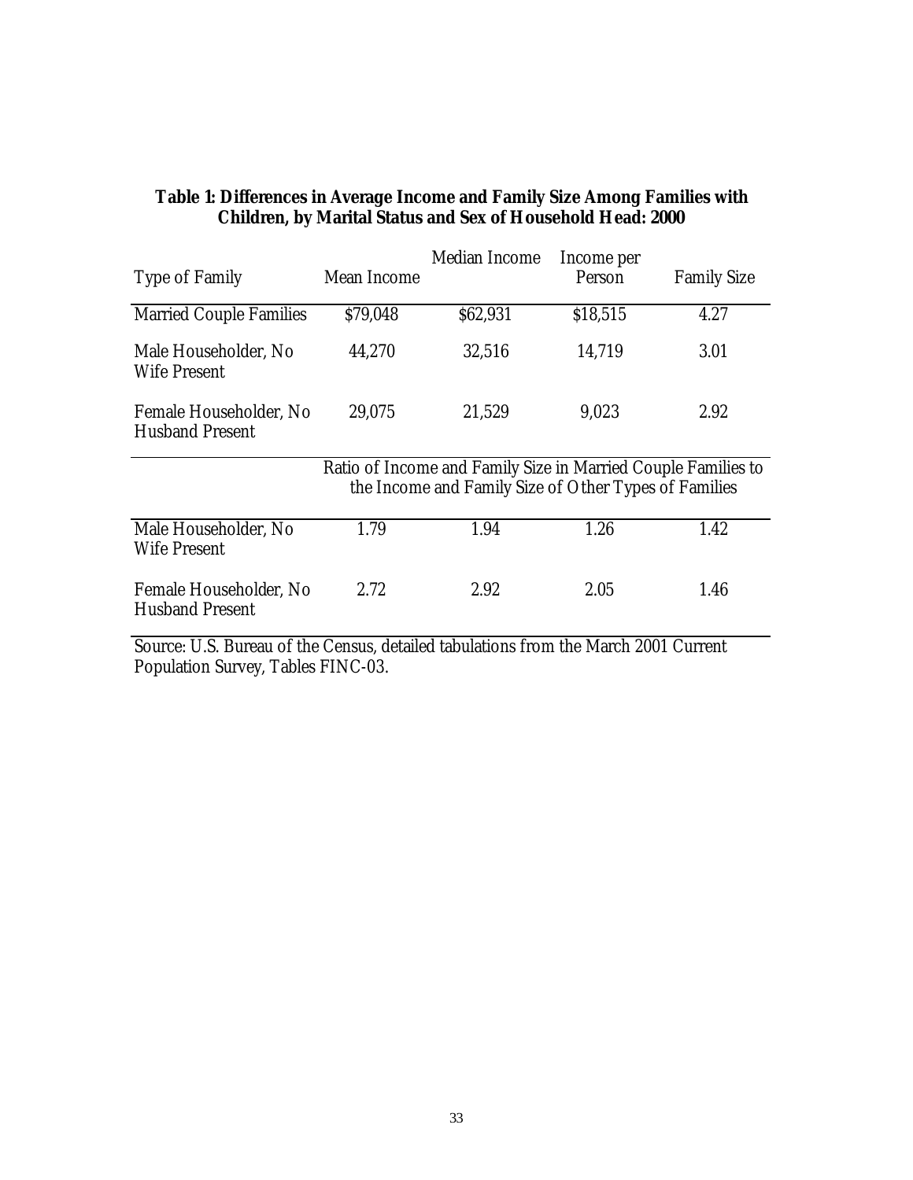**Table 1: Differences in Average Income and Family Size Among Families with Children, by Marital Status and Sex of Household Head: 2000**

| Type of Family | Mean Income | Median Income | Income per Person | Family Size |
|---|---|---|---|---|
| Married Couple Families | $79,048 | $62,931 | $18,515 | 4.27 |
| Male Householder, No Wife Present | 44,270 | 32,516 | 14,719 | 3.01 |
| Female Householder, No Husband Present | 29,075 | 21,529 | 9,023 | 2.92 |
| | Ratio of Income and Family Size in Married Couple Families to the Income and Family Size of Other Types of Families | | | |
| Male Householder, No Wife Present | 1.79 | 1.94 | 1.26 | 1.42 |
| Female Householder, No Husband Present | 2.72 | 2.92 | 2.05 | 1.46 |

Source: U.S. Bureau of the Census, detailed tabulations from the March 2001 Current Population Survey, Tables FINC-03.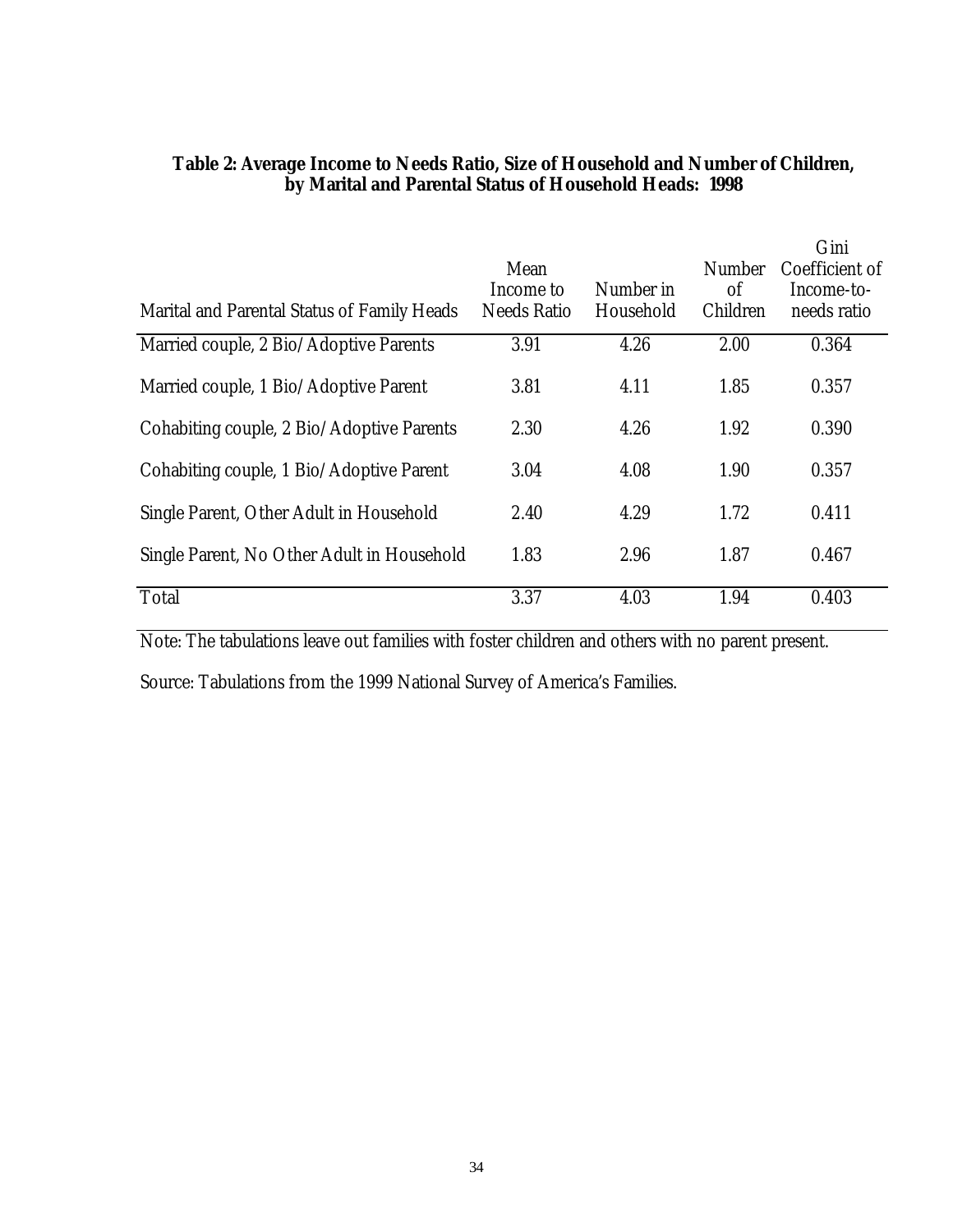**Table 2: Average Income to Needs Ratio, Size of Household and Number of Children, by Marital and Parental Status of Household Heads: 1998**

| Marital and Parental Status of Family Heads | Mean Income to Needs Ratio | Number in Household | Number of Children | Gini Coefficient of Income-to-needs ratio |
|---|---|---|---|---|
| Married couple, 2 Bio/Adoptive Parents | 3.91 | 4.26 | 2.00 | 0.364 |
| Married couple, 1 Bio/Adoptive Parent | 3.81 | 4.11 | 1.85 | 0.357 |
| Cohabiting couple, 2 Bio/Adoptive Parents | 2.30 | 4.26 | 1.92 | 0.390 |
| Cohabiting couple, 1 Bio/Adoptive Parent | 3.04 | 4.08 | 1.90 | 0.357 |
| Single Parent, Other Adult in Household | 2.40 | 4.29 | 1.72 | 0.411 |
| Single Parent, No Other Adult in Household | 1.83 | 2.96 | 1.87 | 0.467 |
| Total | 3.37 | 4.03 | 1.94 | 0.403 |

Note: The tabulations leave out families with foster children and others with no parent present.

Source: Tabulations from the 1999 National Survey of America's Families.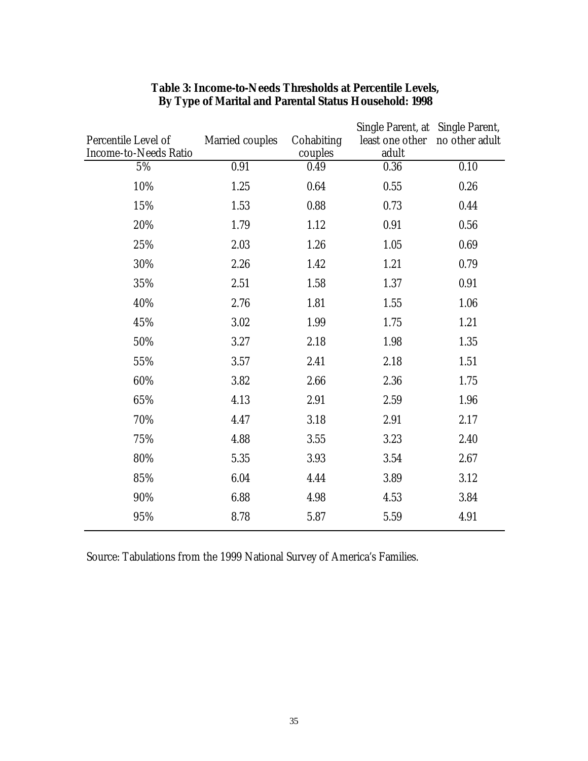**Table 3: Income-to-Needs Thresholds at Percentile Levels, By Type of Marital and Parental Status Household: 1998**

| Percentile Level of Income-to-Needs Ratio | Married couples | Cohabiting couples | Single Parent, at least one other adult | Single Parent, no other adult |
|---|---|---|---|---|
| 5% | 0.91 | 0.49 | 0.36 | 0.10 |
| 10% | 1.25 | 0.64 | 0.55 | 0.26 |
| 15% | 1.53 | 0.88 | 0.73 | 0.44 |
| 20% | 1.79 | 1.12 | 0.91 | 0.56 |
| 25% | 2.03 | 1.26 | 1.05 | 0.69 |
| 30% | 2.26 | 1.42 | 1.21 | 0.79 |
| 35% | 2.51 | 1.58 | 1.37 | 0.91 |
| 40% | 2.76 | 1.81 | 1.55 | 1.06 |
| 45% | 3.02 | 1.99 | 1.75 | 1.21 |
| 50% | 3.27 | 2.18 | 1.98 | 1.35 |
| 55% | 3.57 | 2.41 | 2.18 | 1.51 |
| 60% | 3.82 | 2.66 | 2.36 | 1.75 |
| 65% | 4.13 | 2.91 | 2.59 | 1.96 |
| 70% | 4.47 | 3.18 | 2.91 | 2.17 |
| 75% | 4.88 | 3.55 | 3.23 | 2.40 |
| 80% | 5.35 | 3.93 | 3.54 | 2.67 |
| 85% | 6.04 | 4.44 | 3.89 | 3.12 |
| 90% | 6.88 | 4.98 | 4.53 | 3.84 |
| 95% | 8.78 | 5.87 | 5.59 | 4.91 |

Source: Tabulations from the 1999 National Survey of America's Families.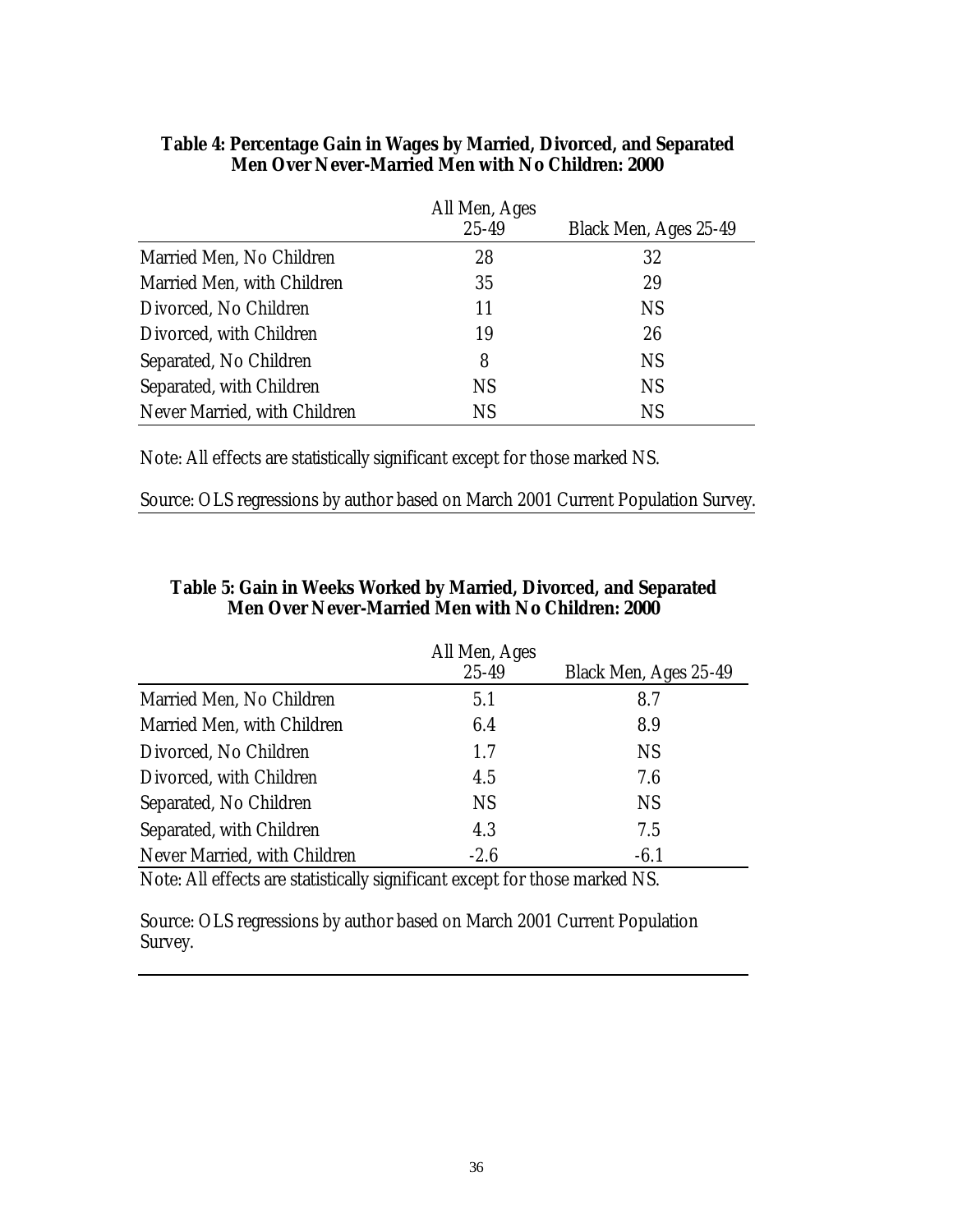**Table 4: Percentage Gain in Wages by Married, Divorced, and Separated Men Over Never-Married Men with No Children: 2000**

| | All Men, Ages 25-49 | Black Men, Ages 25-49 |
|---|---|---|
| Married Men, No Children | 28 | 32 |
| Married Men, with Children | 35 | 29 |
| Divorced, No Children | 11 | NS |
| Divorced, with Children | 19 | 26 |
| Separated, No Children | 8 | NS |
| Separated, with Children | NS | NS |
| Never Married, with Children | NS | NS |

Note: All effects are statistically significant except for those marked NS.

Source: OLS regressions by author based on March 2001 Current Population Survey.

**Table 5: Gain in Weeks Worked by Married, Divorced, and Separated Men Over Never-Married Men with No Children: 2000**

| | All Men, Ages 25-49 | Black Men, Ages 25-49 |
|---|---|---|
| Married Men, No Children | 5.1 | 8.7 |
| Married Men, with Children | 6.4 | 8.9 |
| Divorced, No Children | 1.7 | NS |
| Divorced, with Children | 4.5 | 7.6 |
| Separated, No Children | NS | NS |
| Separated, with Children | 4.3 | 7.5 |
| Never Married, with Children | -2.6 | -6.1 |

Note: All effects are statistically significant except for those marked NS.

Source: OLS regressions by author based on March 2001 Current Population Survey.